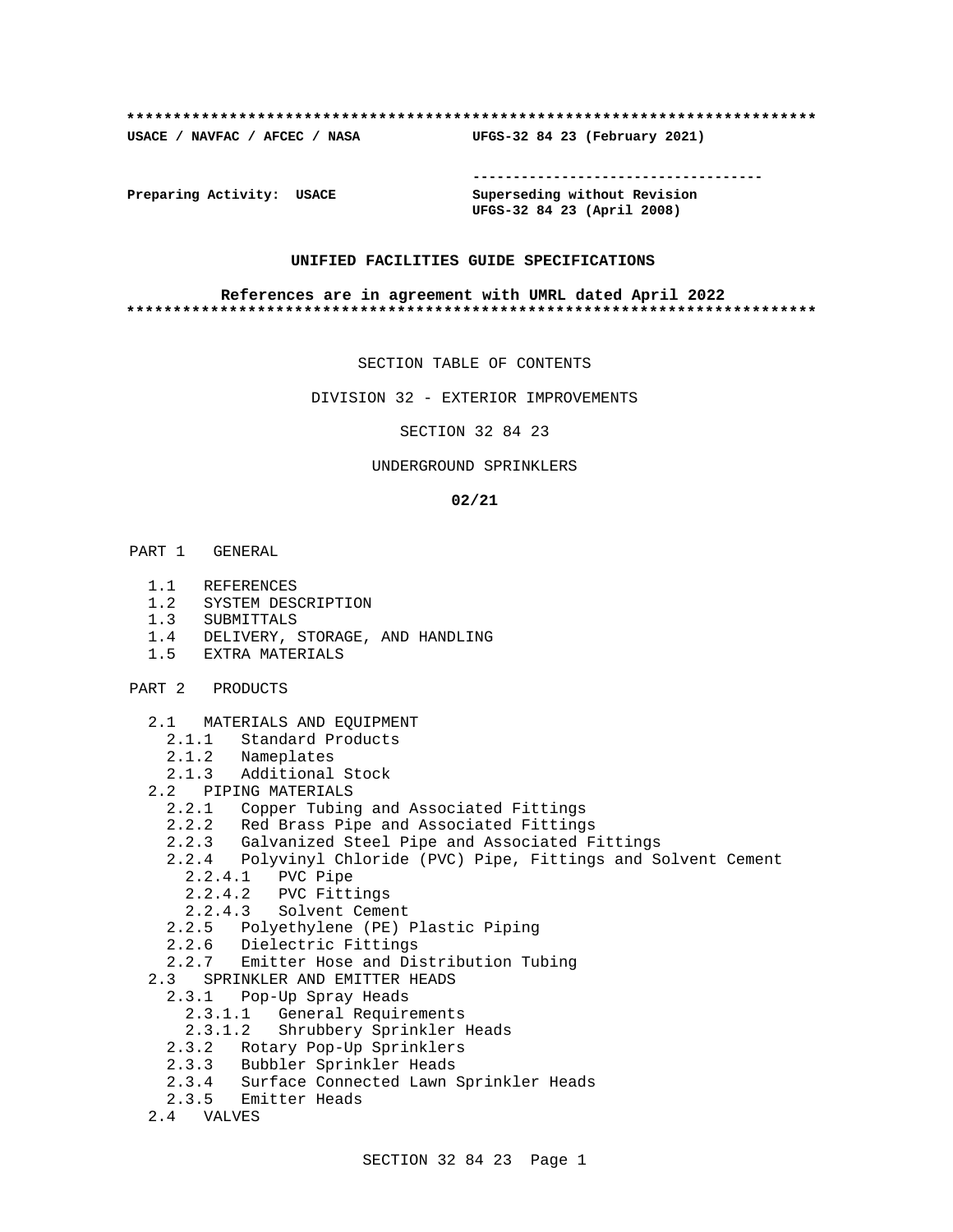**************************************************************************

**USACE / NAVFAC / AFCEC / NASA** **UFGS-32 84 23 (February 2021)**

-----------------------------------

**Preparing Activity: USACE** **Superseding without Revision**
**UFGS-32 84 23 (April 2008)**

**UNIFIED FACILITIES GUIDE SPECIFICATIONS**

**References are in agreement with UMRL dated April 2022**

**************************************************************************

SECTION TABLE OF CONTENTS

DIVISION 32 - EXTERIOR IMPROVEMENTS

SECTION 32 84 23

UNDERGROUND SPRINKLERS

**02/21**

PART 1 GENERAL

- 1.1 REFERENCES
- 1.2 SYSTEM DESCRIPTION
- 1.3 SUBMITTALS
- 1.4 DELIVERY, STORAGE, AND HANDLING
- 1.5 EXTRA MATERIALS

PART 2 PRODUCTS

- 2.1 MATERIALS AND EQUIPMENT
  - 2.1.1 Standard Products
  - 2.1.2 Nameplates
  - 2.1.3 Additional Stock
- 2.2 PIPING MATERIALS
  - 2.2.1 Copper Tubing and Associated Fittings
  - 2.2.2 Red Brass Pipe and Associated Fittings
  - 2.2.3 Galvanized Steel Pipe and Associated Fittings
  - 2.2.4 Polyvinyl Chloride (PVC) Pipe, Fittings and Solvent Cement
    - 2.2.4.1 PVC Pipe
    - 2.2.4.2 PVC Fittings
    - 2.2.4.3 Solvent Cement
  - 2.2.5 Polyethylene (PE) Plastic Piping
  - 2.2.6 Dielectric Fittings
  - 2.2.7 Emitter Hose and Distribution Tubing
- 2.3 SPRINKLER AND EMITTER HEADS
  - 2.3.1 Pop-Up Spray Heads
    - 2.3.1.1 General Requirements
    - 2.3.1.2 Shrubbery Sprinkler Heads
  - 2.3.2 Rotary Pop-Up Sprinklers
  - 2.3.3 Bubbler Sprinkler Heads
  - 2.3.4 Surface Connected Lawn Sprinkler Heads
  - 2.3.5 Emitter Heads
- 2.4 VALVES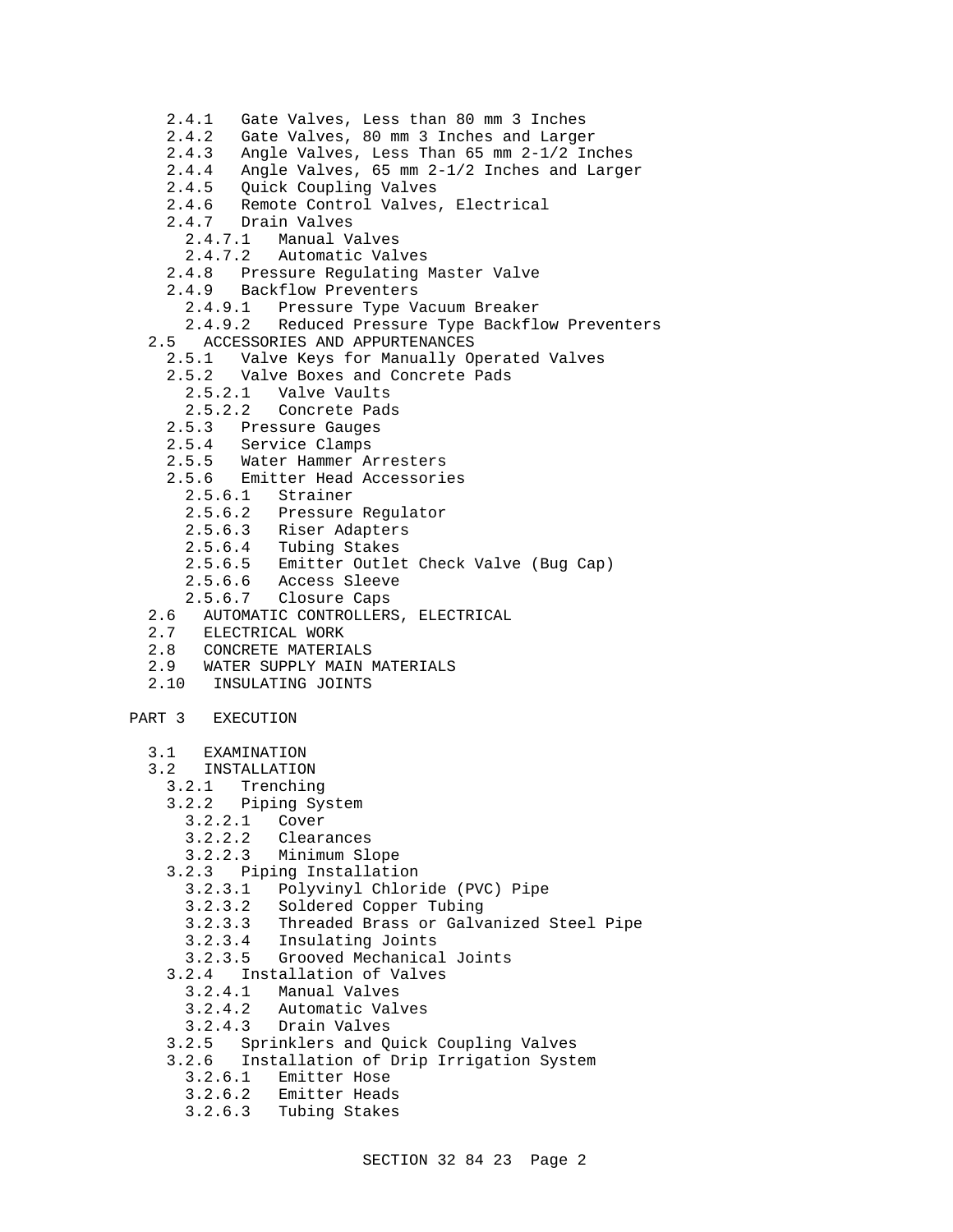- 2.4.1 Gate Valves, Less than 80 mm 3 Inches
- 2.4.2 Gate Valves, 80 mm 3 Inches and Larger
- 2.4.3 Angle Valves, Less Than 65 mm 2-1/2 Inches
- 2.4.4 Angle Valves, 65 mm 2-1/2 Inches and Larger
- 2.4.5 Quick Coupling Valves
- 2.4.6 Remote Control Valves, Electrical
- 2.4.7 Drain Valves
  - 2.4.7.1 Manual Valves
  - 2.4.7.2 Automatic Valves
- 2.4.8 Pressure Regulating Master Valve
- 2.4.9 Backflow Preventers
  - 2.4.9.1 Pressure Type Vacuum Breaker
  - 2.4.9.2 Reduced Pressure Type Backflow Preventers

2.5 ACCESSORIES AND APPURTENANCES
- 2.5.1 Valve Keys for Manually Operated Valves
- 2.5.2 Valve Boxes and Concrete Pads
  - 2.5.2.1 Valve Vaults
  - 2.5.2.2 Concrete Pads
- 2.5.3 Pressure Gauges
- 2.5.4 Service Clamps
- 2.5.5 Water Hammer Arresters
- 2.5.6 Emitter Head Accessories
  - 2.5.6.1 Strainer
  - 2.5.6.2 Pressure Regulator
  - 2.5.6.3 Riser Adapters
  - 2.5.6.4 Tubing Stakes
  - 2.5.6.5 Emitter Outlet Check Valve (Bug Cap)
  - 2.5.6.6 Access Sleeve
  - 2.5.6.7 Closure Caps

2.6 AUTOMATIC CONTROLLERS, ELECTRICAL

2.7 ELECTRICAL WORK

2.8 CONCRETE MATERIALS

2.9 WATER SUPPLY MAIN MATERIALS

2.10 INSULATING JOINTS

PART 3 EXECUTION

3.1 EXAMINATION

3.2 INSTALLATION
- 3.2.1 Trenching
- 3.2.2 Piping System
  - 3.2.2.1 Cover
  - 3.2.2.2 Clearances
  - 3.2.2.3 Minimum Slope
- 3.2.3 Piping Installation
  - 3.2.3.1 Polyvinyl Chloride (PVC) Pipe
  - 3.2.3.2 Soldered Copper Tubing
  - 3.2.3.3 Threaded Brass or Galvanized Steel Pipe
  - 3.2.3.4 Insulating Joints
  - 3.2.3.5 Grooved Mechanical Joints
- 3.2.4 Installation of Valves
  - 3.2.4.1 Manual Valves
  - 3.2.4.2 Automatic Valves
  - 3.2.4.3 Drain Valves
- 3.2.5 Sprinklers and Quick Coupling Valves
- 3.2.6 Installation of Drip Irrigation System
  - 3.2.6.1 Emitter Hose
  - 3.2.6.2 Emitter Heads
  - 3.2.6.3 Tubing Stakes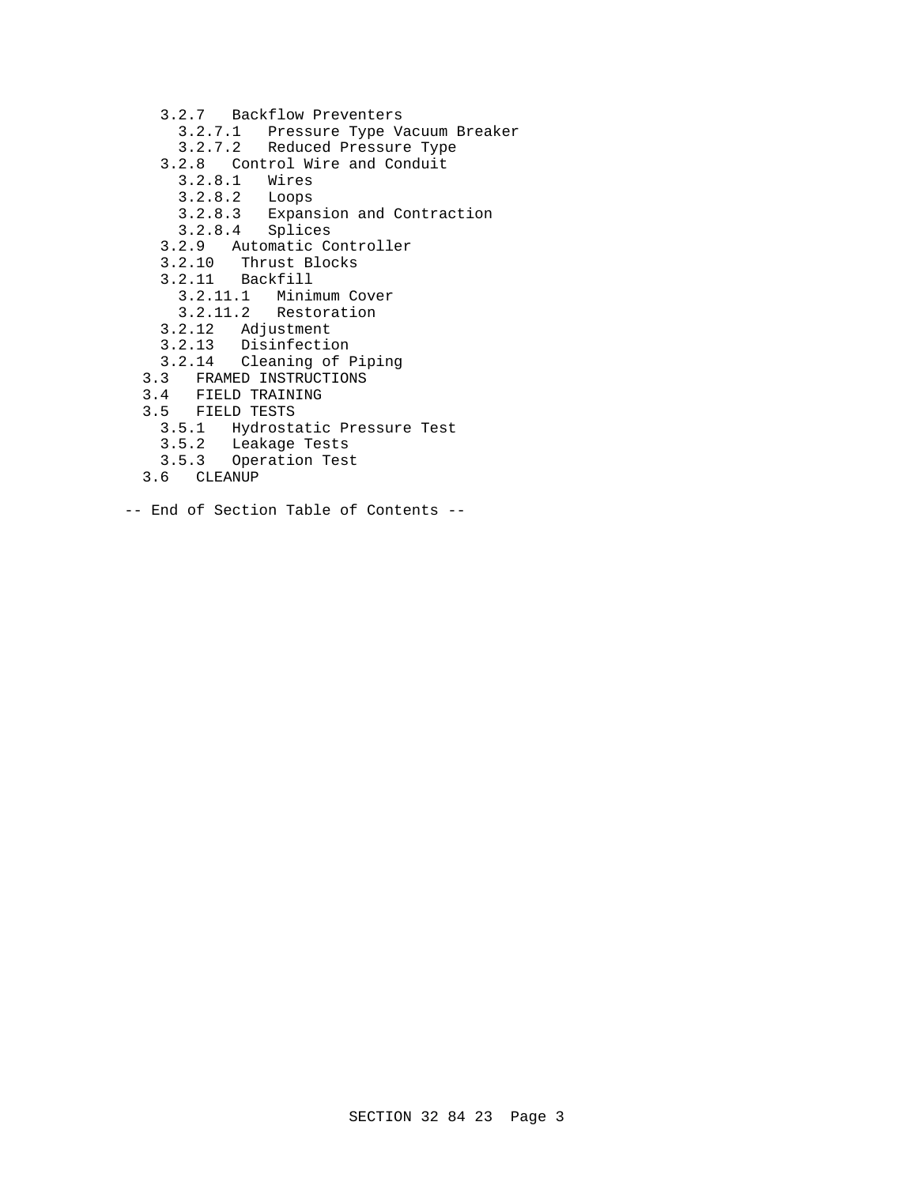- 3.2.7 Backflow Preventers
  - 3.2.7.1 Pressure Type Vacuum Breaker
  - 3.2.7.2 Reduced Pressure Type
- 3.2.8 Control Wire and Conduit
  - 3.2.8.1 Wires
  - 3.2.8.2 Loops
  - 3.2.8.3 Expansion and Contraction
  - 3.2.8.4 Splices
- 3.2.9 Automatic Controller
- 3.2.10 Thrust Blocks
- 3.2.11 Backfill
  - 3.2.11.1 Minimum Cover
  - 3.2.11.2 Restoration
- 3.2.12 Adjustment
- 3.2.13 Disinfection
- 3.2.14 Cleaning of Piping

3.3 FRAMED INSTRUCTIONS

3.4 FIELD TRAINING

3.5 FIELD TESTS
- 3.5.1 Hydrostatic Pressure Test
- 3.5.2 Leakage Tests
- 3.5.3 Operation Test

3.6 CLEANUP

-- End of Section Table of Contents --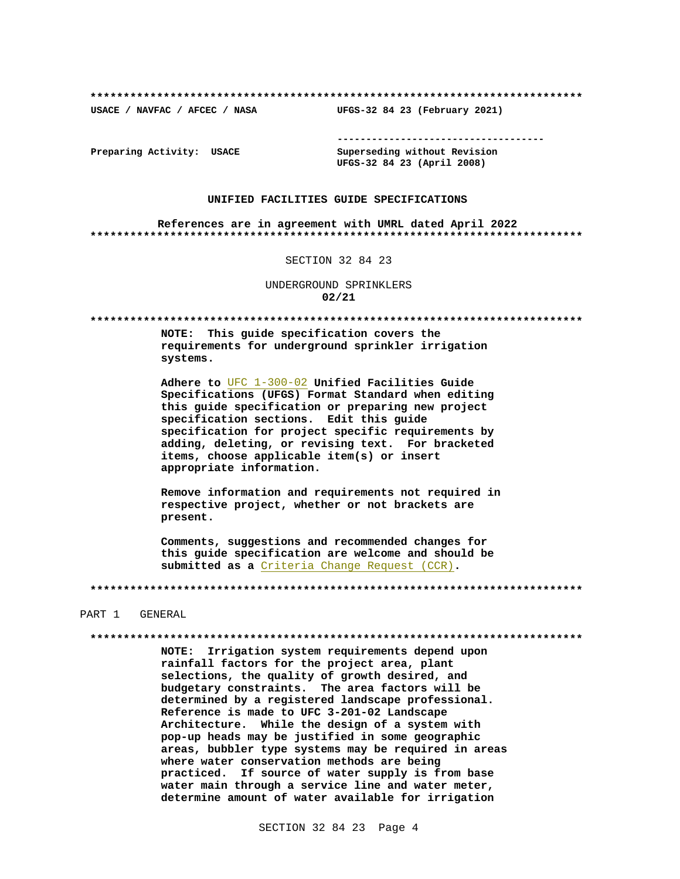**************************************************************************

USACE / NAVFAC / AFCEC / NASA UFGS-32 84 23 (February 2021)

-----------------------------------

Preparing Activity: USACE Superseding without Revision UFGS-32 84 23 (April 2008)

**UNIFIED FACILITIES GUIDE SPECIFICATIONS**

**References are in agreement with UMRL dated April 2022**

**************************************************************************

SECTION 32 84 23

UNDERGROUND SPRINKLERS
**02/21**

**************************************************************************

**NOTE: This guide specification covers the requirements for underground sprinkler irrigation systems.**

**Adhere to** UFC 1-300-02 **Unified Facilities Guide Specifications (UFGS) Format Standard when editing this guide specification or preparing new project specification sections. Edit this guide specification for project specific requirements by adding, deleting, or revising text. For bracketed items, choose applicable item(s) or insert appropriate information.**

**Remove information and requirements not required in respective project, whether or not brackets are present.**

**Comments, suggestions and recommended changes for this guide specification are welcome and should be submitted as a** Criteria Change Request (CCR)**.**

**************************************************************************

PART 1 GENERAL

**************************************************************************

**NOTE: Irrigation system requirements depend upon rainfall factors for the project area, plant selections, the quality of growth desired, and budgetary constraints. The area factors will be determined by a registered landscape professional. Reference is made to UFC 3-201-02 Landscape Architecture. While the design of a system with pop-up heads may be justified in some geographic areas, bubbler type systems may be required in areas where water conservation methods are being practiced. If source of water supply is from base water main through a service line and water meter, determine amount of water available for irrigation**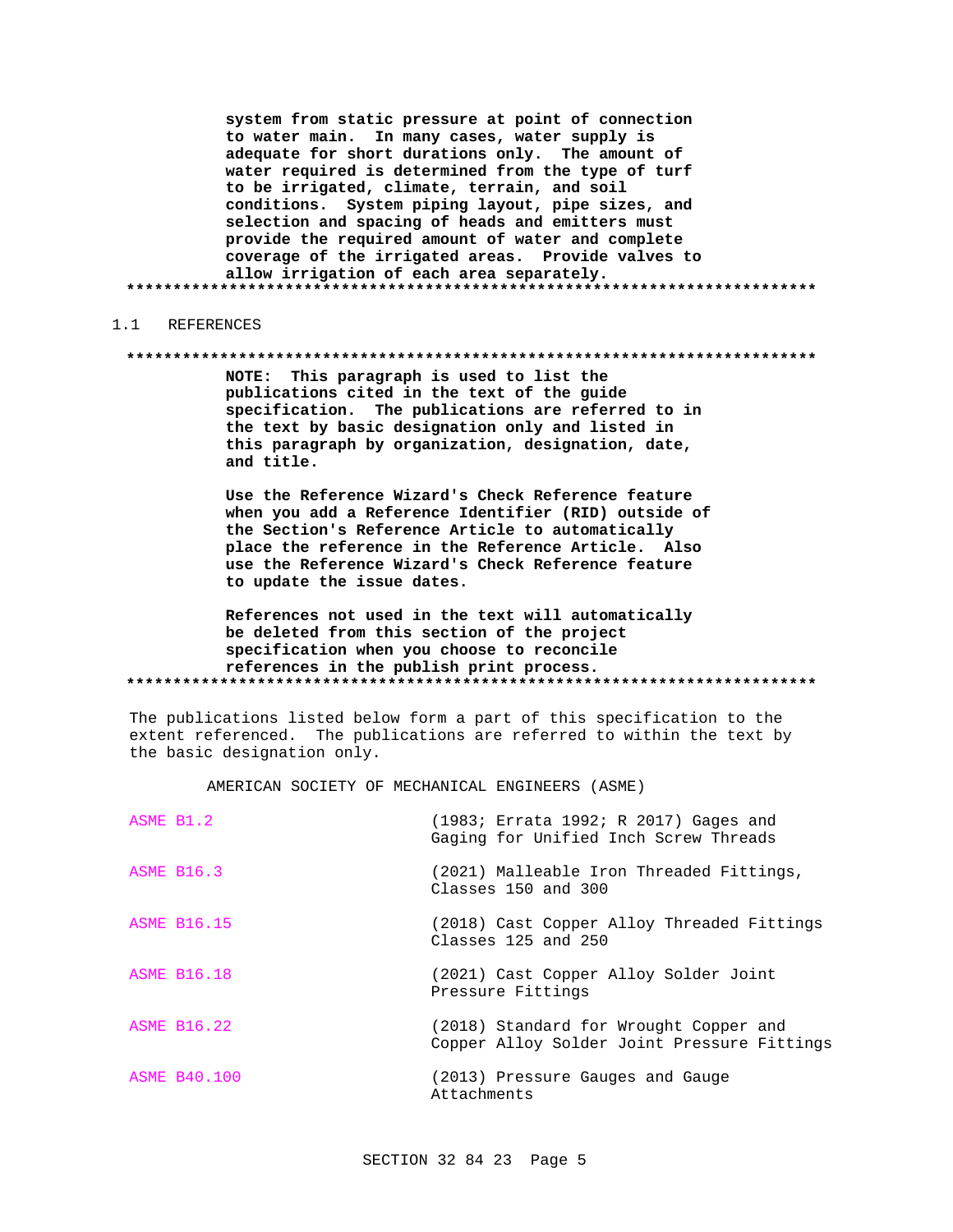**system from static pressure at point of connection to water main. In many cases, water supply is adequate for short durations only. The amount of water required is determined from the type of turf to be irrigated, climate, terrain, and soil conditions. System piping layout, pipe sizes, and selection and spacing of heads and emitters must provide the required amount of water and complete coverage of the irrigated areas. Provide valves to allow irrigation of each area separately.**

**************************************************************************

## 1.1 REFERENCES

**************************************************************************

**NOTE: This paragraph is used to list the publications cited in the text of the guide specification. The publications are referred to in the text by basic designation only and listed in this paragraph by organization, designation, date, and title.**

**Use the Reference Wizard's Check Reference feature when you add a Reference Identifier (RID) outside of the Section's Reference Article to automatically place the reference in the Reference Article. Also use the Reference Wizard's Check Reference feature to update the issue dates.**

**References not used in the text will automatically be deleted from this section of the project specification when you choose to reconcile references in the publish print process.**

**************************************************************************

The publications listed below form a part of this specification to the extent referenced. The publications are referred to within the text by the basic designation only.

AMERICAN SOCIETY OF MECHANICAL ENGINEERS (ASME)

| | |
|---|---|
| ASME B1.2 | (1983; Errata 1992; R 2017) Gages and Gaging for Unified Inch Screw Threads |
| ASME B16.3 | (2021) Malleable Iron Threaded Fittings, Classes 150 and 300 |
| ASME B16.15 | (2018) Cast Copper Alloy Threaded Fittings Classes 125 and 250 |
| ASME B16.18 | (2021) Cast Copper Alloy Solder Joint Pressure Fittings |
| ASME B16.22 | (2018) Standard for Wrought Copper and Copper Alloy Solder Joint Pressure Fittings |
| ASME B40.100 | (2013) Pressure Gauges and Gauge Attachments |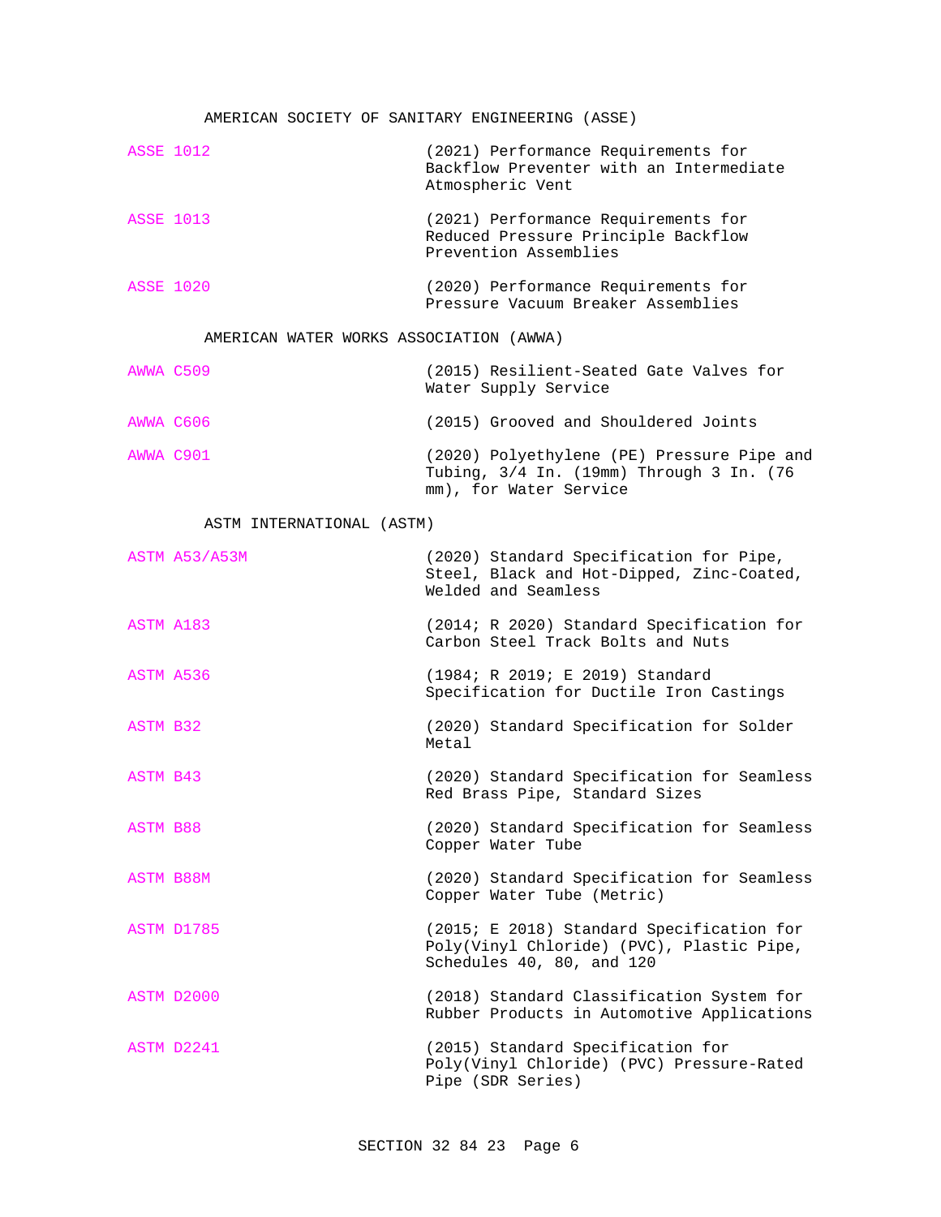AMERICAN SOCIETY OF SANITARY ENGINEERING (ASSE)

| | |
|---|---|
| ASSE 1012 | (2021) Performance Requirements for Backflow Preventer with an Intermediate Atmospheric Vent |
| ASSE 1013 | (2021) Performance Requirements for Reduced Pressure Principle Backflow Prevention Assemblies |
| ASSE 1020 | (2020) Performance Requirements for Pressure Vacuum Breaker Assemblies |

AMERICAN WATER WORKS ASSOCIATION (AWWA)

| | |
|---|---|
| AWWA C509 | (2015) Resilient-Seated Gate Valves for Water Supply Service |
| AWWA C606 | (2015) Grooved and Shouldered Joints |
| AWWA C901 | (2020) Polyethylene (PE) Pressure Pipe and Tubing, 3/4 In. (19mm) Through 3 In. (76 mm), for Water Service |

ASTM INTERNATIONAL (ASTM)

| | |
|---|---|
| ASTM A53/A53M | (2020) Standard Specification for Pipe, Steel, Black and Hot-Dipped, Zinc-Coated, Welded and Seamless |
| ASTM A183 | (2014; R 2020) Standard Specification for Carbon Steel Track Bolts and Nuts |
| ASTM A536 | (1984; R 2019; E 2019) Standard Specification for Ductile Iron Castings |
| ASTM B32 | (2020) Standard Specification for Solder Metal |
| ASTM B43 | (2020) Standard Specification for Seamless Red Brass Pipe, Standard Sizes |
| ASTM B88 | (2020) Standard Specification for Seamless Copper Water Tube |
| ASTM B88M | (2020) Standard Specification for Seamless Copper Water Tube (Metric) |
| ASTM D1785 | (2015; E 2018) Standard Specification for Poly(Vinyl Chloride) (PVC), Plastic Pipe, Schedules 40, 80, and 120 |
| ASTM D2000 | (2018) Standard Classification System for Rubber Products in Automotive Applications |
| ASTM D2241 | (2015) Standard Specification for Poly(Vinyl Chloride) (PVC) Pressure-Rated Pipe (SDR Series) |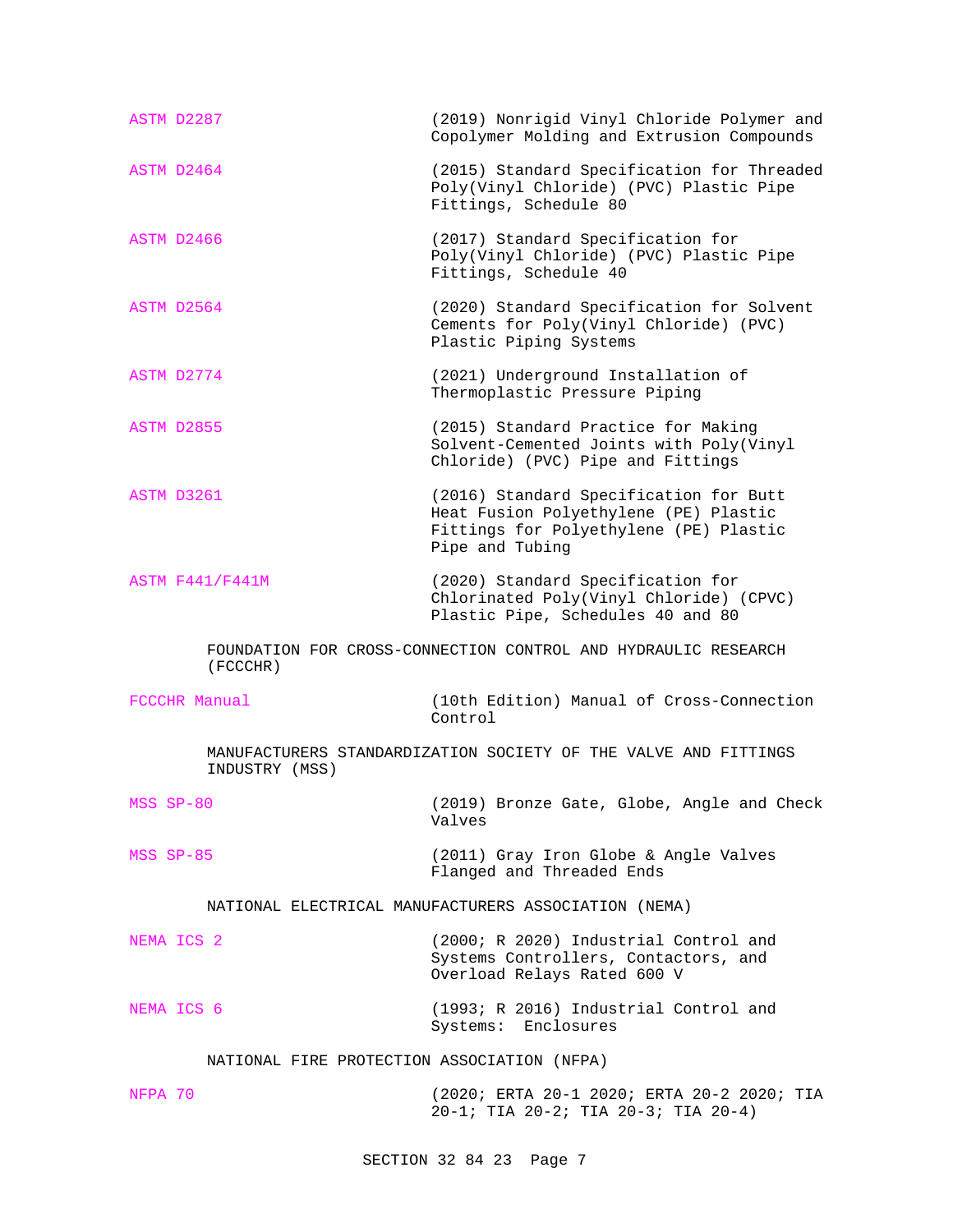ASTM D2287 (2019) Nonrigid Vinyl Chloride Polymer and Copolymer Molding and Extrusion Compounds

ASTM D2464 (2015) Standard Specification for Threaded Poly(Vinyl Chloride) (PVC) Plastic Pipe Fittings, Schedule 80

ASTM D2466 (2017) Standard Specification for Poly(Vinyl Chloride) (PVC) Plastic Pipe Fittings, Schedule 40

ASTM D2564 (2020) Standard Specification for Solvent Cements for Poly(Vinyl Chloride) (PVC) Plastic Piping Systems

ASTM D2774 (2021) Underground Installation of Thermoplastic Pressure Piping

ASTM D2855 (2015) Standard Practice for Making Solvent-Cemented Joints with Poly(Vinyl Chloride) (PVC) Pipe and Fittings

ASTM D3261 (2016) Standard Specification for Butt Heat Fusion Polyethylene (PE) Plastic Fittings for Polyethylene (PE) Plastic Pipe and Tubing

ASTM F441/F441M (2020) Standard Specification for Chlorinated Poly(Vinyl Chloride) (CPVC) Plastic Pipe, Schedules 40 and 80

FOUNDATION FOR CROSS-CONNECTION CONTROL AND HYDRAULIC RESEARCH (FCCCHR)

FCCCHR Manual (10th Edition) Manual of Cross-Connection Control

MANUFACTURERS STANDARDIZATION SOCIETY OF THE VALVE AND FITTINGS INDUSTRY (MSS)

MSS SP-80 (2019) Bronze Gate, Globe, Angle and Check Valves

MSS SP-85 (2011) Gray Iron Globe & Angle Valves Flanged and Threaded Ends

NATIONAL ELECTRICAL MANUFACTURERS ASSOCIATION (NEMA)

NEMA ICS 2 (2000; R 2020) Industrial Control and Systems Controllers, Contactors, and Overload Relays Rated 600 V

NEMA ICS 6 (1993; R 2016) Industrial Control and Systems: Enclosures

NATIONAL FIRE PROTECTION ASSOCIATION (NFPA)

NFPA 70 (2020; ERTA 20-1 2020; ERTA 20-2 2020; TIA 20-1; TIA 20-2; TIA 20-3; TIA 20-4)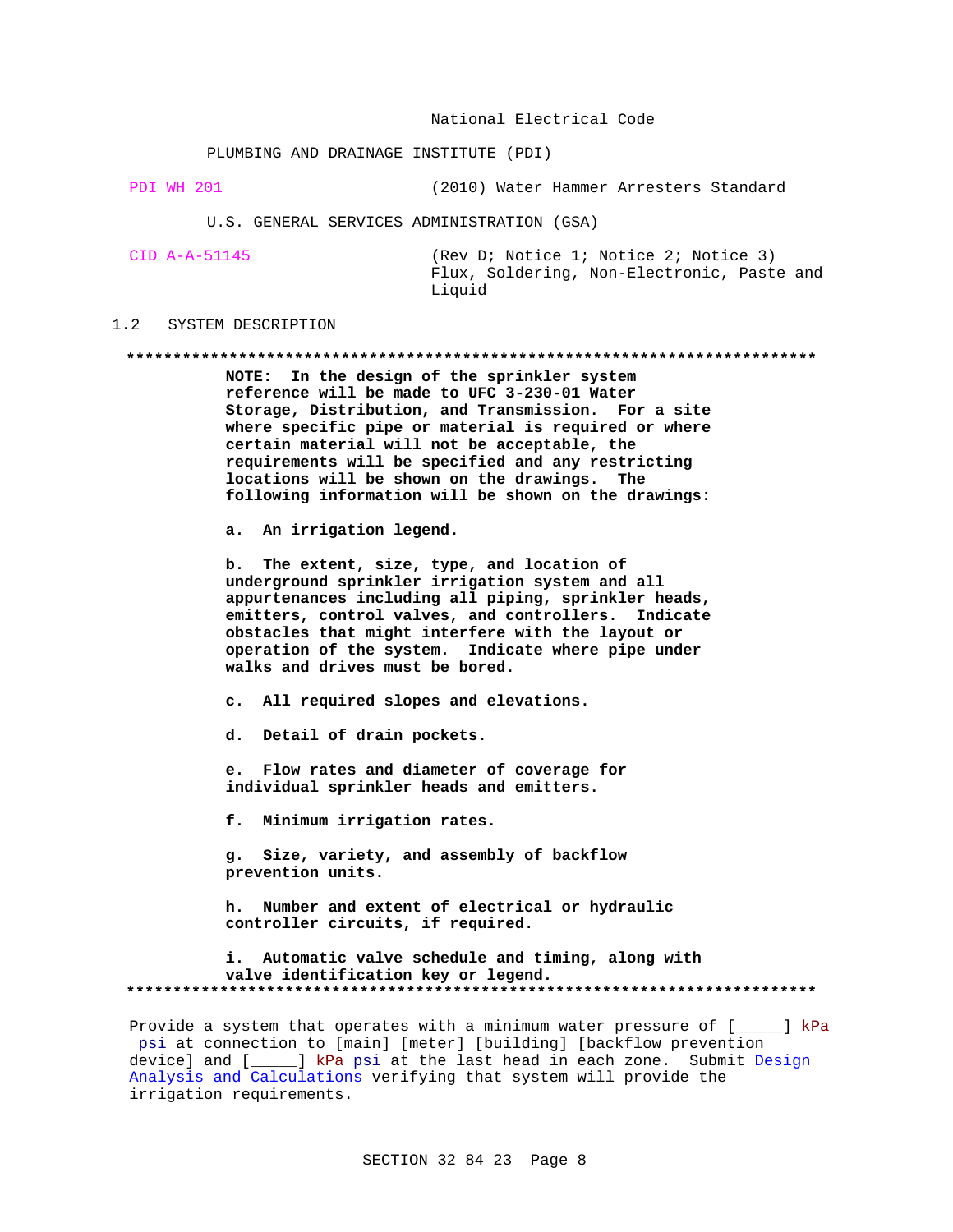National Electrical Code

PLUMBING AND DRAINAGE INSTITUTE (PDI)

| | |
|---|---|
| PDI WH 201 | (2010) Water Hammer Arresters Standard |

U.S. GENERAL SERVICES ADMINISTRATION (GSA)

| | |
|---|---|
| CID A-A-51145 | (Rev D; Notice 1; Notice 2; Notice 3) Flux, Soldering, Non-Electronic, Paste and Liquid |

## 1.2 SYSTEM DESCRIPTION

**************************************************************************

**NOTE: In the design of the sprinkler system reference will be made to UFC 3-230-01 Water Storage, Distribution, and Transmission. For a site where specific pipe or material is required or where certain material will not be acceptable, the requirements will be specified and any restricting locations will be shown on the drawings. The following information will be shown on the drawings:**

**a. An irrigation legend.**

**b. The extent, size, type, and location of underground sprinkler irrigation system and all appurtenances including all piping, sprinkler heads, emitters, control valves, and controllers. Indicate obstacles that might interfere with the layout or operation of the system. Indicate where pipe under walks and drives must be bored.**

**c. All required slopes and elevations.**

**d. Detail of drain pockets.**

**e. Flow rates and diameter of coverage for individual sprinkler heads and emitters.**

**f. Minimum irrigation rates.**

**g. Size, variety, and assembly of backflow prevention units.**

**h. Number and extent of electrical or hydraulic controller circuits, if required.**

**i. Automatic valve schedule and timing, along with valve identification key or legend.**

**************************************************************************

Provide a system that operates with a minimum water pressure of [_____] kPa psi at connection to [main] [meter] [building] [backflow prevention device] and [_____] kPa psi at the last head in each zone. Submit Design Analysis and Calculations verifying that system will provide the irrigation requirements.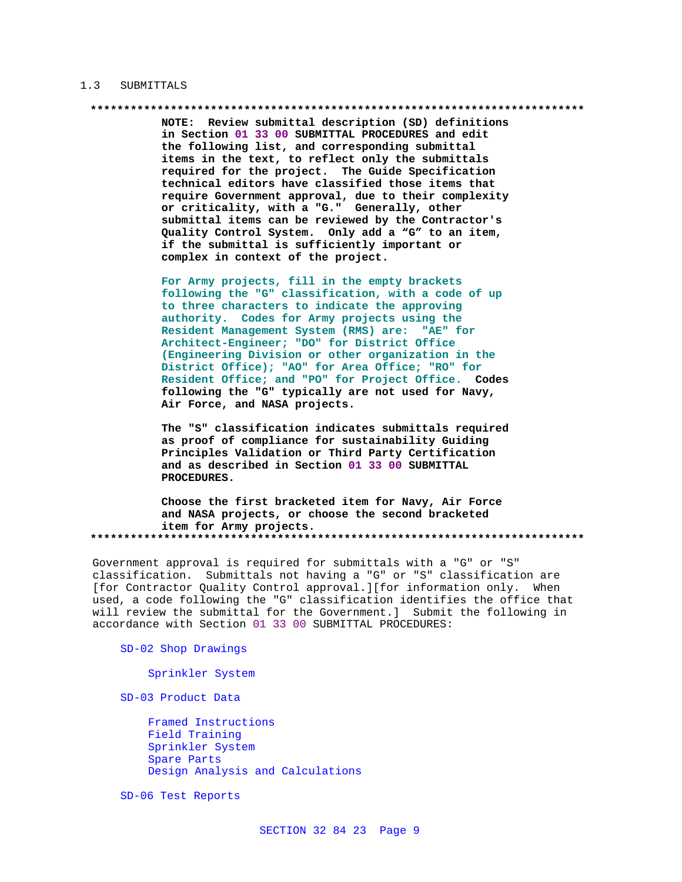## 1.3 SUBMITTALS

```
**************************************************************************
```

**NOTE: Review submittal description (SD) definitions in Section 01 33 00 SUBMITTAL PROCEDURES and edit the following list, and corresponding submittal items in the text, to reflect only the submittals required for the project. The Guide Specification technical editors have classified those items that require Government approval, due to their complexity or criticality, with a "G." Generally, other submittal items can be reviewed by the Contractor's Quality Control System. Only add a "G" to an item, if the submittal is sufficiently important or complex in context of the project.**

**For Army projects, fill in the empty brackets following the "G" classification, with a code of up to three characters to indicate the approving authority. Codes for Army projects using the Resident Management System (RMS) are: "AE" for Architect-Engineer; "DO" for District Office (Engineering Division or other organization in the District Office); "AO" for Area Office; "RO" for Resident Office; and "PO" for Project Office. Codes following the "G" typically are not used for Navy, Air Force, and NASA projects.**

**The "S" classification indicates submittals required as proof of compliance for sustainability Guiding Principles Validation or Third Party Certification and as described in Section 01 33 00 SUBMITTAL PROCEDURES.**

**Choose the first bracketed item for Navy, Air Force and NASA projects, or choose the second bracketed item for Army projects.**

```
**************************************************************************
```

Government approval is required for submittals with a "G" or "S" classification. Submittals not having a "G" or "S" classification are [for Contractor Quality Control approval.][for information only. When used, a code following the "G" classification identifies the office that will review the submittal for the Government.] Submit the following in accordance with Section 01 33 00 SUBMITTAL PROCEDURES:

SD-02 Shop Drawings

Sprinkler System

SD-03 Product Data

Framed Instructions
Field Training
Sprinkler System
Spare Parts
Design Analysis and Calculations

SD-06 Test Reports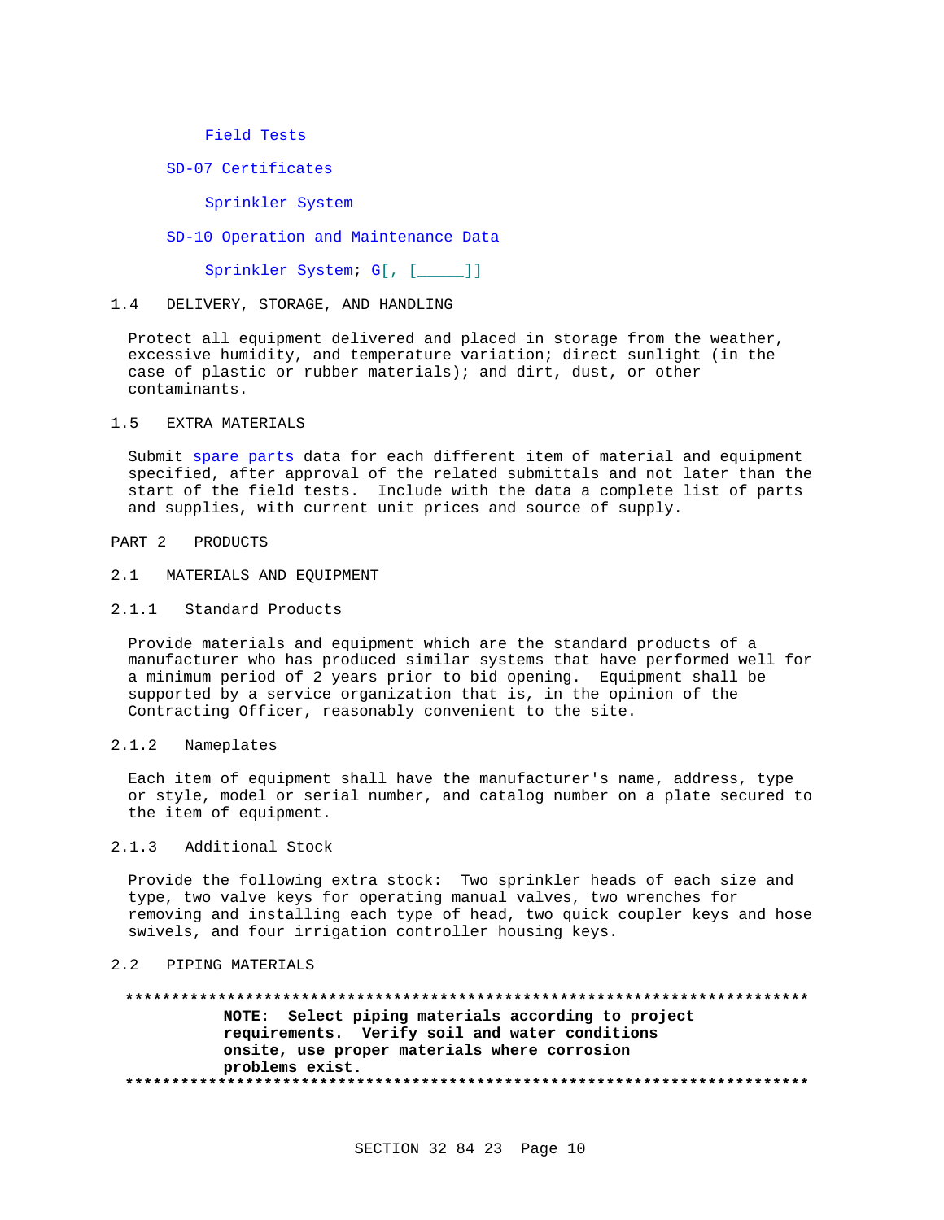Field Tests

SD-07 Certificates

Sprinkler System

SD-10 Operation and Maintenance Data

Sprinkler System; G[, [_____]]

## 1.4 DELIVERY, STORAGE, AND HANDLING

Protect all equipment delivered and placed in storage from the weather, excessive humidity, and temperature variation; direct sunlight (in the case of plastic or rubber materials); and dirt, dust, or other contaminants.

## 1.5 EXTRA MATERIALS

Submit spare parts data for each different item of material and equipment specified, after approval of the related submittals and not later than the start of the field tests. Include with the data a complete list of parts and supplies, with current unit prices and source of supply.

# PART 2 PRODUCTS

## 2.1 MATERIALS AND EQUIPMENT

### 2.1.1 Standard Products

Provide materials and equipment which are the standard products of a manufacturer who has produced similar systems that have performed well for a minimum period of 2 years prior to bid opening. Equipment shall be supported by a service organization that is, in the opinion of the Contracting Officer, reasonably convenient to the site.

### 2.1.2 Nameplates

Each item of equipment shall have the manufacturer's name, address, type or style, model or serial number, and catalog number on a plate secured to the item of equipment.

### 2.1.3 Additional Stock

Provide the following extra stock: Two sprinkler heads of each size and type, two valve keys for operating manual valves, two wrenches for removing and installing each type of head, two quick coupler keys and hose swivels, and four irrigation controller housing keys.

## 2.2 PIPING MATERIALS

**************************************************************************

**NOTE: Select piping materials according to project requirements. Verify soil and water conditions onsite, use proper materials where corrosion problems exist.**

**************************************************************************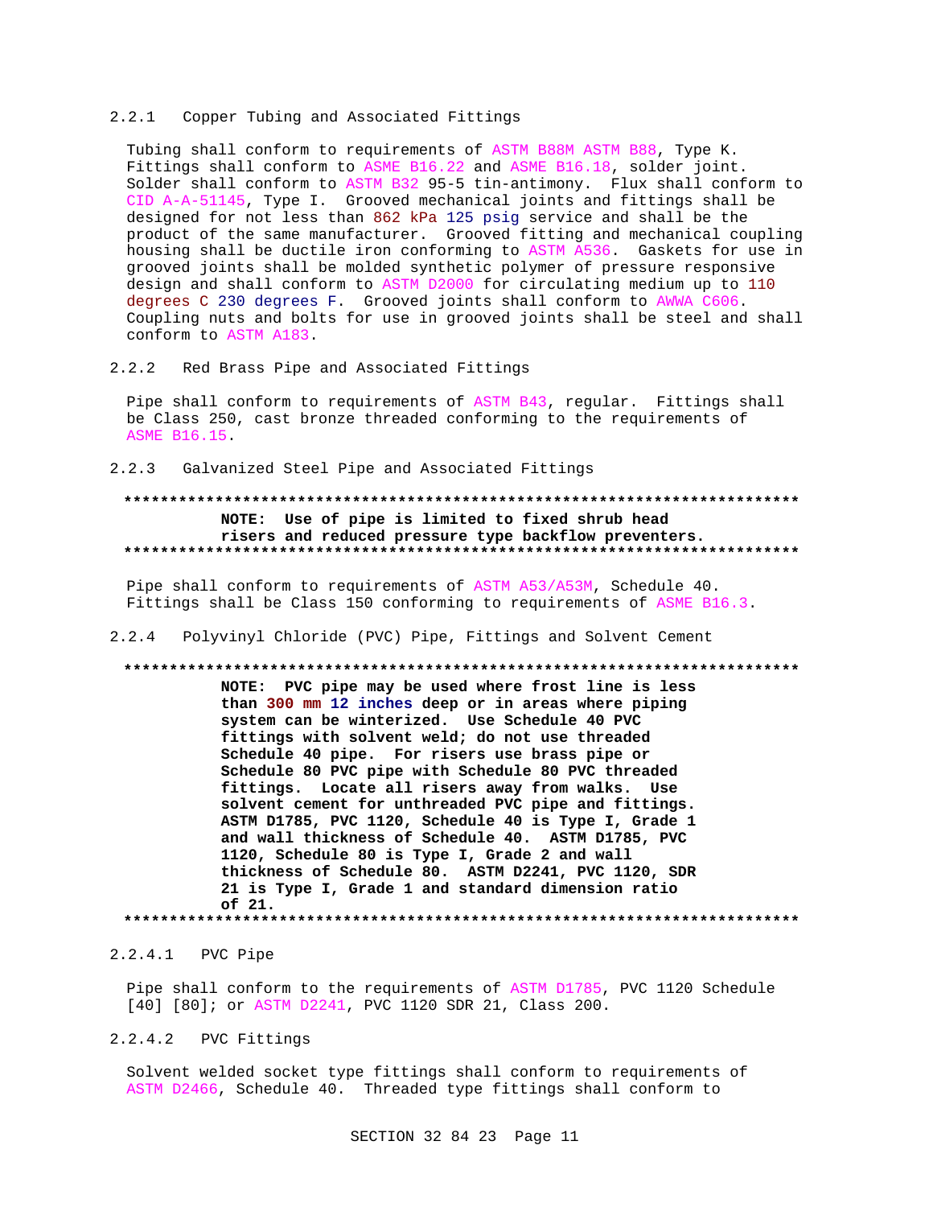### 2.2.1 Copper Tubing and Associated Fittings

Tubing shall conform to requirements of ASTM B88M ASTM B88, Type K. Fittings shall conform to ASME B16.22 and ASME B16.18, solder joint. Solder shall conform to ASTM B32 95-5 tin-antimony. Flux shall conform to CID A-A-51145, Type I. Grooved mechanical joints and fittings shall be designed for not less than 862 kPa 125 psig service and shall be the product of the same manufacturer. Grooved fitting and mechanical coupling housing shall be ductile iron conforming to ASTM A536. Gaskets for use in grooved joints shall be molded synthetic polymer of pressure responsive design and shall conform to ASTM D2000 for circulating medium up to 110 degrees C 230 degrees F. Grooved joints shall conform to AWWA C606. Coupling nuts and bolts for use in grooved joints shall be steel and shall conform to ASTM A183.

### 2.2.2 Red Brass Pipe and Associated Fittings

Pipe shall conform to requirements of ASTM B43, regular. Fittings shall be Class 250, cast bronze threaded conforming to the requirements of ASME B16.15.

### 2.2.3 Galvanized Steel Pipe and Associated Fittings

**************************************************************************

**NOTE: Use of pipe is limited to fixed shrub head risers and reduced pressure type backflow preventers.**

**************************************************************************

Pipe shall conform to requirements of ASTM A53/A53M, Schedule 40. Fittings shall be Class 150 conforming to requirements of ASME B16.3.

### 2.2.4 Polyvinyl Chloride (PVC) Pipe, Fittings and Solvent Cement

**************************************************************************

**NOTE: PVC pipe may be used where frost line is less than 300 mm 12 inches deep or in areas where piping system can be winterized. Use Schedule 40 PVC fittings with solvent weld; do not use threaded Schedule 40 pipe. For risers use brass pipe or Schedule 80 PVC pipe with Schedule 80 PVC threaded fittings. Locate all risers away from walks. Use solvent cement for unthreaded PVC pipe and fittings. ASTM D1785, PVC 1120, Schedule 40 is Type I, Grade 1 and wall thickness of Schedule 40. ASTM D1785, PVC 1120, Schedule 80 is Type I, Grade 2 and wall thickness of Schedule 80. ASTM D2241, PVC 1120, SDR 21 is Type I, Grade 1 and standard dimension ratio of 21.**

**************************************************************************

#### 2.2.4.1 PVC Pipe

Pipe shall conform to the requirements of ASTM D1785, PVC 1120 Schedule [40] [80]; or ASTM D2241, PVC 1120 SDR 21, Class 200.

#### 2.2.4.2 PVC Fittings

Solvent welded socket type fittings shall conform to requirements of ASTM D2466, Schedule 40. Threaded type fittings shall conform to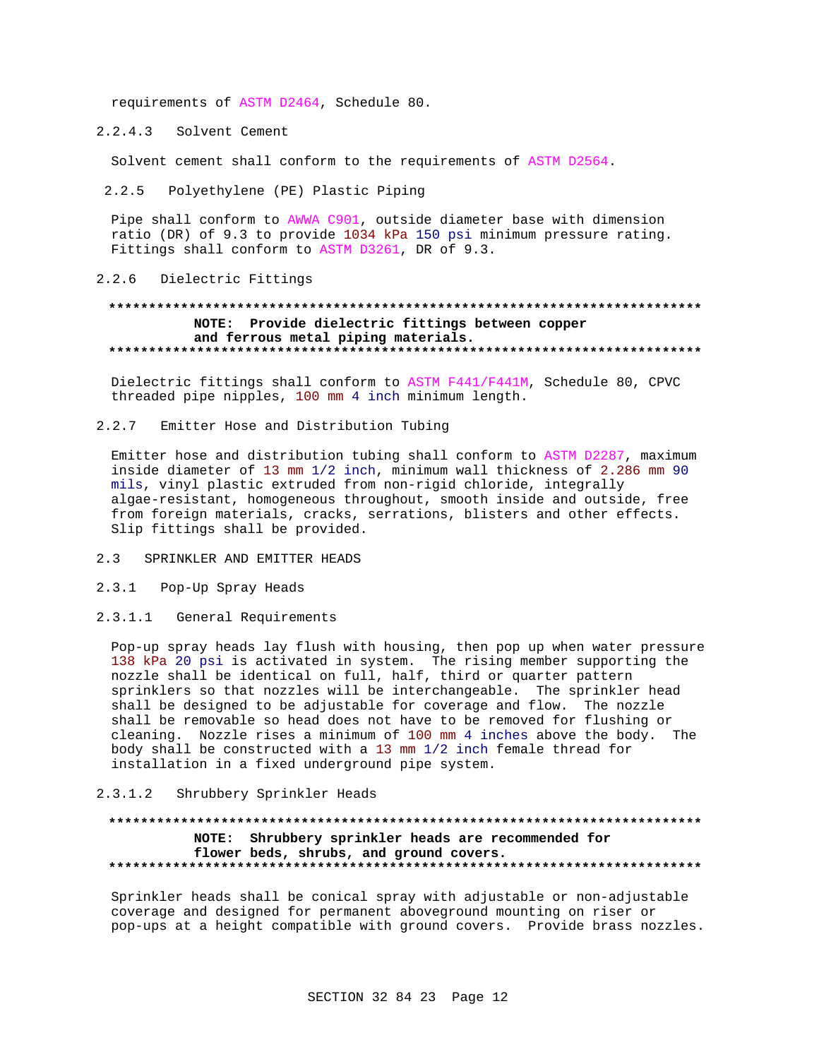requirements of ASTM D2464, Schedule 80.

#### 2.2.4.3 Solvent Cement

Solvent cement shall conform to the requirements of ASTM D2564.

### 2.2.5 Polyethylene (PE) Plastic Piping

Pipe shall conform to AWWA C901, outside diameter base with dimension ratio (DR) of 9.3 to provide 1034 kPa 150 psi minimum pressure rating. Fittings shall conform to ASTM D3261, DR of 9.3.

### 2.2.6 Dielectric Fittings

**************************************************************************

**NOTE: Provide dielectric fittings between copper and ferrous metal piping materials.**

**************************************************************************

Dielectric fittings shall conform to ASTM F441/F441M, Schedule 80, CPVC threaded pipe nipples, 100 mm 4 inch minimum length.

### 2.2.7 Emitter Hose and Distribution Tubing

Emitter hose and distribution tubing shall conform to ASTM D2287, maximum inside diameter of 13 mm 1/2 inch, minimum wall thickness of 2.286 mm 90 mils, vinyl plastic extruded from non-rigid chloride, integrally algae-resistant, homogeneous throughout, smooth inside and outside, free from foreign materials, cracks, serrations, blisters and other effects. Slip fittings shall be provided.

## 2.3 SPRINKLER AND EMITTER HEADS

### 2.3.1 Pop-Up Spray Heads

#### 2.3.1.1 General Requirements

Pop-up spray heads lay flush with housing, then pop up when water pressure 138 kPa 20 psi is activated in system. The rising member supporting the nozzle shall be identical on full, half, third or quarter pattern sprinklers so that nozzles will be interchangeable. The sprinkler head shall be designed to be adjustable for coverage and flow. The nozzle shall be removable so head does not have to be removed for flushing or cleaning. Nozzle rises a minimum of 100 mm 4 inches above the body. The body shall be constructed with a 13 mm 1/2 inch female thread for installation in a fixed underground pipe system.

#### 2.3.1.2 Shrubbery Sprinkler Heads

**************************************************************************

**NOTE: Shrubbery sprinkler heads are recommended for flower beds, shrubs, and ground covers.**

**************************************************************************

Sprinkler heads shall be conical spray with adjustable or non-adjustable coverage and designed for permanent aboveground mounting on riser or pop-ups at a height compatible with ground covers. Provide brass nozzles.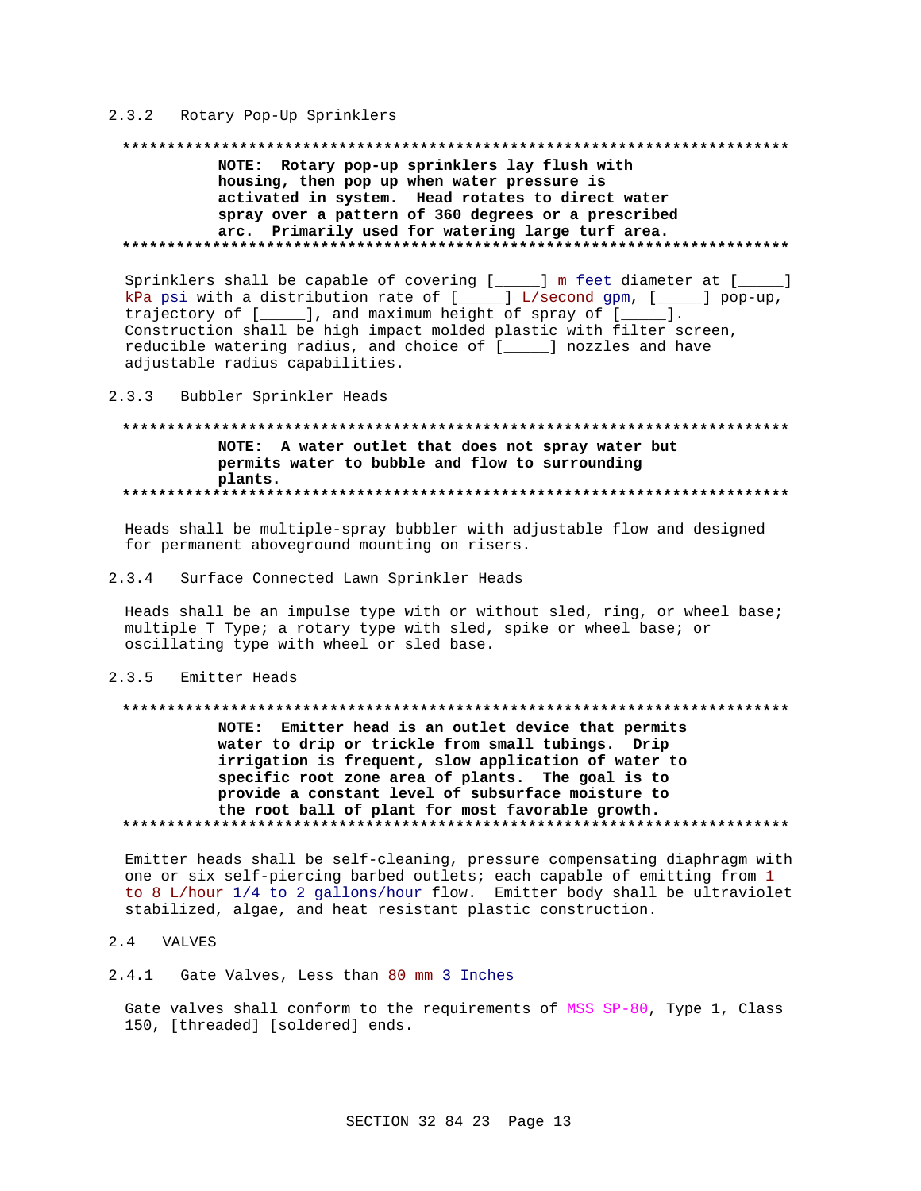### 2.3.2 Rotary Pop-Up Sprinklers

**************************************************************************

**NOTE: Rotary pop-up sprinklers lay flush with housing, then pop up when water pressure is activated in system. Head rotates to direct water spray over a pattern of 360 degrees or a prescribed arc. Primarily used for watering large turf area.**

**************************************************************************

Sprinklers shall be capable of covering [_____] m feet diameter at [_____] kPa psi with a distribution rate of [_____] L/second gpm, [_____] pop-up, trajectory of [_____], and maximum height of spray of [_____]. Construction shall be high impact molded plastic with filter screen, reducible watering radius, and choice of [_____] nozzles and have adjustable radius capabilities.

### 2.3.3 Bubbler Sprinkler Heads

**************************************************************************

**NOTE: A water outlet that does not spray water but permits water to bubble and flow to surrounding plants.**

**************************************************************************

Heads shall be multiple-spray bubbler with adjustable flow and designed for permanent aboveground mounting on risers.

### 2.3.4 Surface Connected Lawn Sprinkler Heads

Heads shall be an impulse type with or without sled, ring, or wheel base; multiple T Type; a rotary type with sled, spike or wheel base; or oscillating type with wheel or sled base.

### 2.3.5 Emitter Heads

**************************************************************************

**NOTE: Emitter head is an outlet device that permits water to drip or trickle from small tubings. Drip irrigation is frequent, slow application of water to specific root zone area of plants. The goal is to provide a constant level of subsurface moisture to the root ball of plant for most favorable growth.**

**************************************************************************

Emitter heads shall be self-cleaning, pressure compensating diaphragm with one or six self-piercing barbed outlets; each capable of emitting from 1 to 8 L/hour 1/4 to 2 gallons/hour flow. Emitter body shall be ultraviolet stabilized, algae, and heat resistant plastic construction.

## 2.4 VALVES

### 2.4.1 Gate Valves, Less than 80 mm 3 Inches

Gate valves shall conform to the requirements of MSS SP-80, Type 1, Class 150, [threaded] [soldered] ends.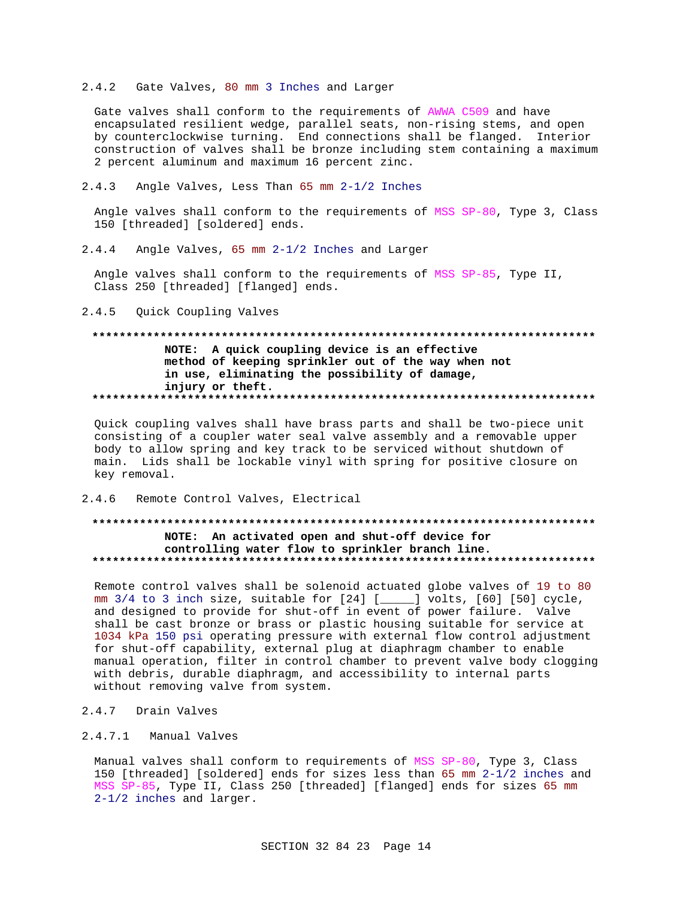#### 2.4.2 Gate Valves, 80 mm 3 Inches and Larger

Gate valves shall conform to the requirements of AWWA C509 and have encapsulated resilient wedge, parallel seats, non-rising stems, and open by counterclockwise turning. End connections shall be flanged. Interior construction of valves shall be bronze including stem containing a maximum 2 percent aluminum and maximum 16 percent zinc.

#### 2.4.3 Angle Valves, Less Than 65 mm 2-1/2 Inches

Angle valves shall conform to the requirements of MSS SP-80, Type 3, Class 150 [threaded] [soldered] ends.

#### 2.4.4 Angle Valves, 65 mm 2-1/2 Inches and Larger

Angle valves shall conform to the requirements of MSS SP-85, Type II, Class 250 [threaded] [flanged] ends.

#### 2.4.5 Quick Coupling Valves

**************************************************************************

**NOTE: A quick coupling device is an effective method of keeping sprinkler out of the way when not in use, eliminating the possibility of damage, injury or theft.**

**************************************************************************

Quick coupling valves shall have brass parts and shall be two-piece unit consisting of a coupler water seal valve assembly and a removable upper body to allow spring and key track to be serviced without shutdown of main. Lids shall be lockable vinyl with spring for positive closure on key removal.

#### 2.4.6 Remote Control Valves, Electrical

**************************************************************************

**NOTE: An activated open and shut-off device for controlling water flow to sprinkler branch line.**

**************************************************************************

Remote control valves shall be solenoid actuated globe valves of 19 to 80 mm 3/4 to 3 inch size, suitable for [24] [_____] volts, [60] [50] cycle, and designed to provide for shut-off in event of power failure. Valve shall be cast bronze or brass or plastic housing suitable for service at 1034 kPa 150 psi operating pressure with external flow control adjustment for shut-off capability, external plug at diaphragm chamber to enable manual operation, filter in control chamber to prevent valve body clogging with debris, durable diaphragm, and accessibility to internal parts without removing valve from system.

#### 2.4.7 Drain Valves

##### 2.4.7.1 Manual Valves

Manual valves shall conform to requirements of MSS SP-80, Type 3, Class 150 [threaded] [soldered] ends for sizes less than 65 mm 2-1/2 inches and MSS SP-85, Type II, Class 250 [threaded] [flanged] ends for sizes 65 mm 2-1/2 inches and larger.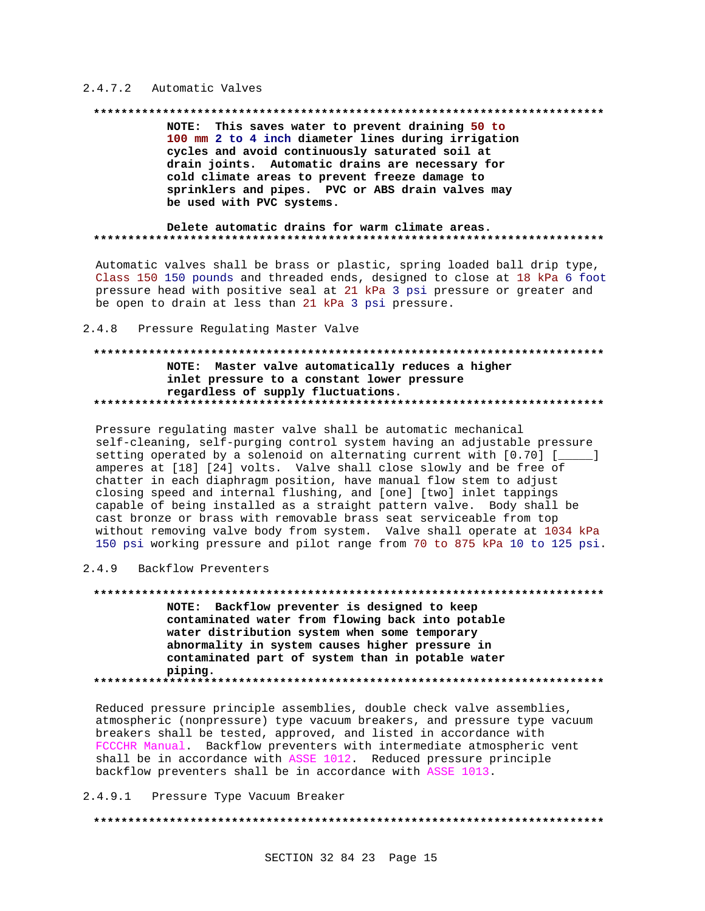#### 2.4.7.2 Automatic Valves

**************************************************************************

**NOTE: This saves water to prevent draining 50 to 100 mm 2 to 4 inch diameter lines during irrigation cycles and avoid continuously saturated soil at drain joints. Automatic drains are necessary for cold climate areas to prevent freeze damage to sprinklers and pipes. PVC or ABS drain valves may be used with PVC systems.**

**Delete automatic drains for warm climate areas.**

**************************************************************************

Automatic valves shall be brass or plastic, spring loaded ball drip type, Class 150 150 pounds and threaded ends, designed to close at 18 kPa 6 foot pressure head with positive seal at 21 kPa 3 psi pressure or greater and be open to drain at less than 21 kPa 3 psi pressure.

### 2.4.8 Pressure Regulating Master Valve

**************************************************************************

**NOTE: Master valve automatically reduces a higher inlet pressure to a constant lower pressure regardless of supply fluctuations.**

**************************************************************************

Pressure regulating master valve shall be automatic mechanical self-cleaning, self-purging control system having an adjustable pressure setting operated by a solenoid on alternating current with [0.70] [_____] amperes at [18] [24] volts. Valve shall close slowly and be free of chatter in each diaphragm position, have manual flow stem to adjust closing speed and internal flushing, and [one] [two] inlet tappings capable of being installed as a straight pattern valve. Body shall be cast bronze or brass with removable brass seat serviceable from top without removing valve body from system. Valve shall operate at 1034 kPa 150 psi working pressure and pilot range from 70 to 875 kPa 10 to 125 psi.

### 2.4.9 Backflow Preventers

**************************************************************************

**NOTE: Backflow preventer is designed to keep contaminated water from flowing back into potable water distribution system when some temporary abnormality in system causes higher pressure in contaminated part of system than in potable water piping.**

**************************************************************************

Reduced pressure principle assemblies, double check valve assemblies, atmospheric (nonpressure) type vacuum breakers, and pressure type vacuum breakers shall be tested, approved, and listed in accordance with FCCCHR Manual. Backflow preventers with intermediate atmospheric vent shall be in accordance with ASSE 1012. Reduced pressure principle backflow preventers shall be in accordance with ASSE 1013.

#### 2.4.9.1 Pressure Type Vacuum Breaker

**************************************************************************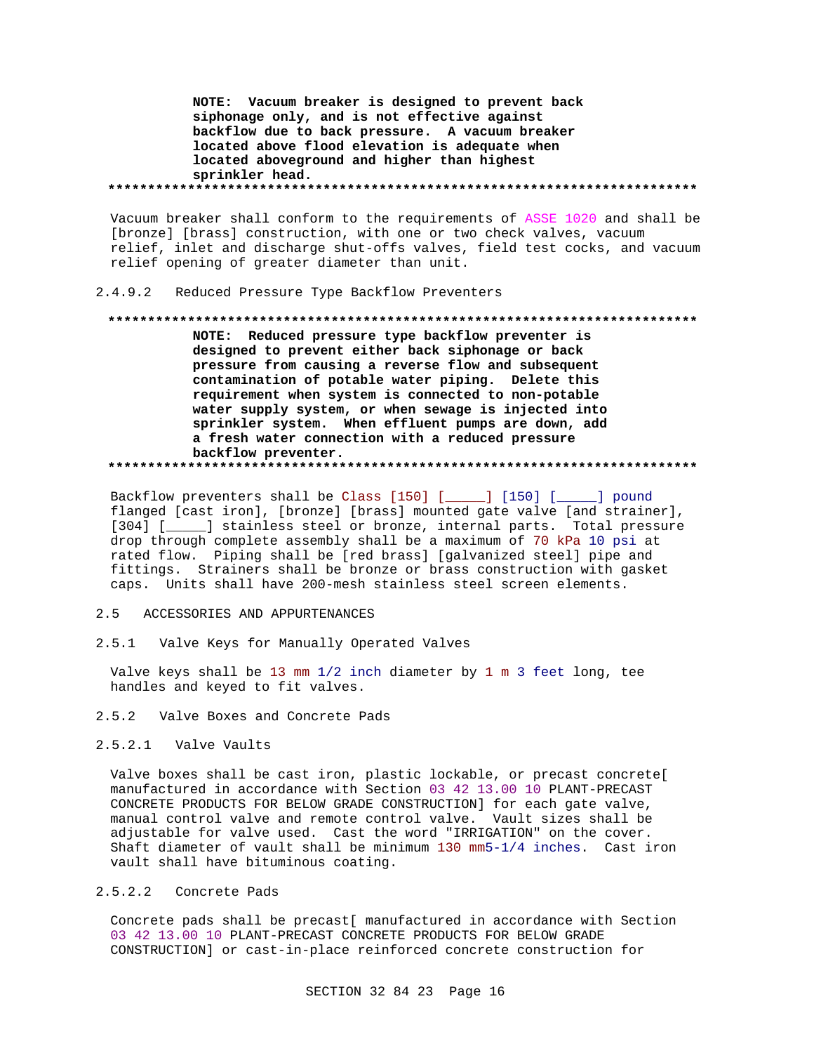**NOTE: Vacuum breaker is designed to prevent back siphonage only, and is not effective against backflow due to back pressure. A vacuum breaker located above flood elevation is adequate when located aboveground and higher than highest sprinkler head.**

**************************************************************************

Vacuum breaker shall conform to the requirements of ASSE 1020 and shall be [bronze] [brass] construction, with one or two check valves, vacuum relief, inlet and discharge shut-offs valves, field test cocks, and vacuum relief opening of greater diameter than unit.

2.4.9.2 Reduced Pressure Type Backflow Preventers

**************************************************************************

**NOTE: Reduced pressure type backflow preventer is designed to prevent either back siphonage or back pressure from causing a reverse flow and subsequent contamination of potable water piping. Delete this requirement when system is connected to non-potable water supply system, or when sewage is injected into sprinkler system. When effluent pumps are down, add a fresh water connection with a reduced pressure backflow preventer.**

**************************************************************************

Backflow preventers shall be Class [150] [_____] [150] [_____] pound flanged [cast iron], [bronze] [brass] mounted gate valve [and strainer], [304] [_____] stainless steel or bronze, internal parts. Total pressure drop through complete assembly shall be a maximum of 70 kPa 10 psi at rated flow. Piping shall be [red brass] [galvanized steel] pipe and fittings. Strainers shall be bronze or brass construction with gasket caps. Units shall have 200-mesh stainless steel screen elements.

2.5 ACCESSORIES AND APPURTENANCES

2.5.1 Valve Keys for Manually Operated Valves

Valve keys shall be 13 mm 1/2 inch diameter by 1 m 3 feet long, tee handles and keyed to fit valves.

2.5.2 Valve Boxes and Concrete Pads

2.5.2.1 Valve Vaults

Valve boxes shall be cast iron, plastic lockable, or precast concrete[ manufactured in accordance with Section 03 42 13.00 10 PLANT-PRECAST CONCRETE PRODUCTS FOR BELOW GRADE CONSTRUCTION] for each gate valve, manual control valve and remote control valve. Vault sizes shall be adjustable for valve used. Cast the word "IRRIGATION" on the cover. Shaft diameter of vault shall be minimum 130 mm5-1/4 inches. Cast iron vault shall have bituminous coating.

2.5.2.2 Concrete Pads

Concrete pads shall be precast[ manufactured in accordance with Section 03 42 13.00 10 PLANT-PRECAST CONCRETE PRODUCTS FOR BELOW GRADE CONSTRUCTION] or cast-in-place reinforced concrete construction for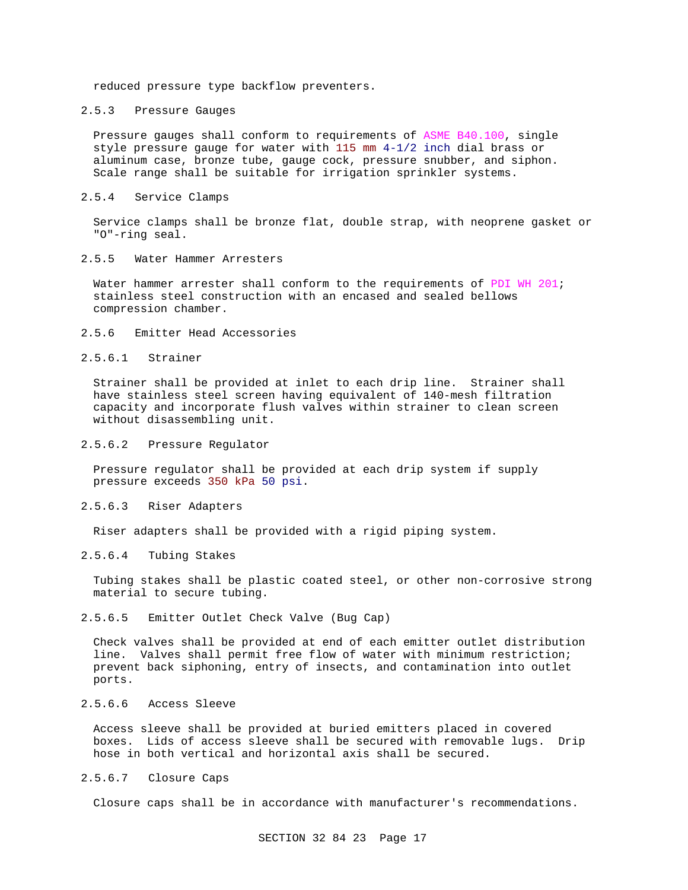reduced pressure type backflow preventers.

### 2.5.3 Pressure Gauges

Pressure gauges shall conform to requirements of ASME B40.100, single style pressure gauge for water with 115 mm 4-1/2 inch dial brass or aluminum case, bronze tube, gauge cock, pressure snubber, and siphon. Scale range shall be suitable for irrigation sprinkler systems.

### 2.5.4 Service Clamps

Service clamps shall be bronze flat, double strap, with neoprene gasket or "O"-ring seal.

### 2.5.5 Water Hammer Arresters

Water hammer arrester shall conform to the requirements of PDI WH 201; stainless steel construction with an encased and sealed bellows compression chamber.

### 2.5.6 Emitter Head Accessories

#### 2.5.6.1 Strainer

Strainer shall be provided at inlet to each drip line. Strainer shall have stainless steel screen having equivalent of 140-mesh filtration capacity and incorporate flush valves within strainer to clean screen without disassembling unit.

#### 2.5.6.2 Pressure Regulator

Pressure regulator shall be provided at each drip system if supply pressure exceeds 350 kPa 50 psi.

#### 2.5.6.3 Riser Adapters

Riser adapters shall be provided with a rigid piping system.

#### 2.5.6.4 Tubing Stakes

Tubing stakes shall be plastic coated steel, or other non-corrosive strong material to secure tubing.

#### 2.5.6.5 Emitter Outlet Check Valve (Bug Cap)

Check valves shall be provided at end of each emitter outlet distribution line. Valves shall permit free flow of water with minimum restriction; prevent back siphoning, entry of insects, and contamination into outlet ports.

#### 2.5.6.6 Access Sleeve

Access sleeve shall be provided at buried emitters placed in covered boxes. Lids of access sleeve shall be secured with removable lugs. Drip hose in both vertical and horizontal axis shall be secured.

#### 2.5.6.7 Closure Caps

Closure caps shall be in accordance with manufacturer's recommendations.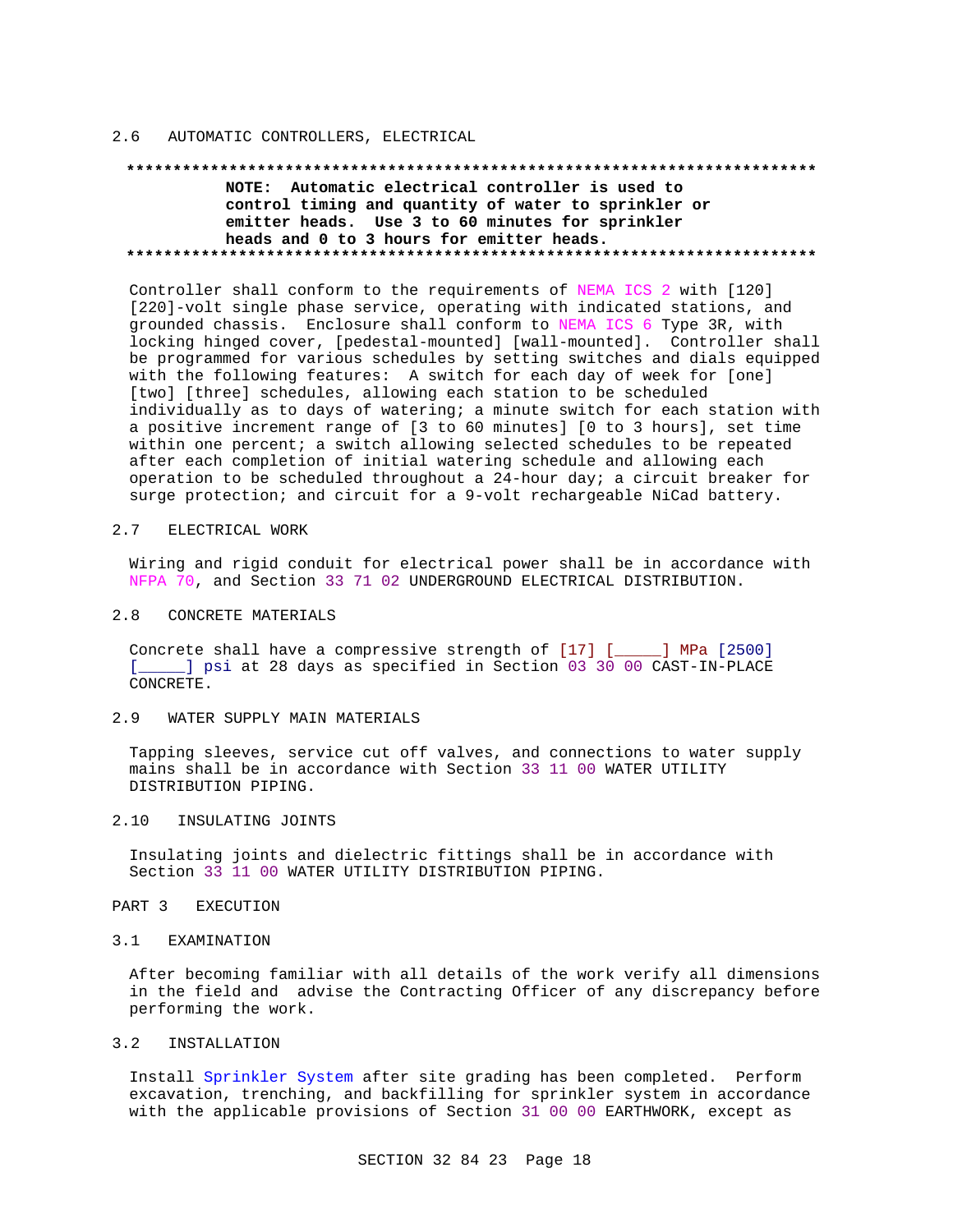## 2.6 AUTOMATIC CONTROLLERS, ELECTRICAL

**************************************************************************

**NOTE: Automatic electrical controller is used to control timing and quantity of water to sprinkler or emitter heads. Use 3 to 60 minutes for sprinkler heads and 0 to 3 hours for emitter heads.**

**************************************************************************

Controller shall conform to the requirements of NEMA ICS 2 with [120] [220]-volt single phase service, operating with indicated stations, and grounded chassis. Enclosure shall conform to NEMA ICS 6 Type 3R, with locking hinged cover, [pedestal-mounted] [wall-mounted]. Controller shall be programmed for various schedules by setting switches and dials equipped with the following features: A switch for each day of week for [one] [two] [three] schedules, allowing each station to be scheduled individually as to days of watering; a minute switch for each station with a positive increment range of [3 to 60 minutes] [0 to 3 hours], set time within one percent; a switch allowing selected schedules to be repeated after each completion of initial watering schedule and allowing each operation to be scheduled throughout a 24-hour day; a circuit breaker for surge protection; and circuit for a 9-volt rechargeable NiCad battery.

## 2.7 ELECTRICAL WORK

Wiring and rigid conduit for electrical power shall be in accordance with NFPA 70, and Section 33 71 02 UNDERGROUND ELECTRICAL DISTRIBUTION.

## 2.8 CONCRETE MATERIALS

Concrete shall have a compressive strength of [17] [_____] MPa [2500] [_____] psi at 28 days as specified in Section 03 30 00 CAST-IN-PLACE CONCRETE.

## 2.9 WATER SUPPLY MAIN MATERIALS

Tapping sleeves, service cut off valves, and connections to water supply mains shall be in accordance with Section 33 11 00 WATER UTILITY DISTRIBUTION PIPING.

## 2.10 INSULATING JOINTS

Insulating joints and dielectric fittings shall be in accordance with Section 33 11 00 WATER UTILITY DISTRIBUTION PIPING.

# PART 3 EXECUTION

## 3.1 EXAMINATION

After becoming familiar with all details of the work verify all dimensions in the field and advise the Contracting Officer of any discrepancy before performing the work.

## 3.2 INSTALLATION

Install Sprinkler System after site grading has been completed. Perform excavation, trenching, and backfilling for sprinkler system in accordance with the applicable provisions of Section 31 00 00 EARTHWORK, except as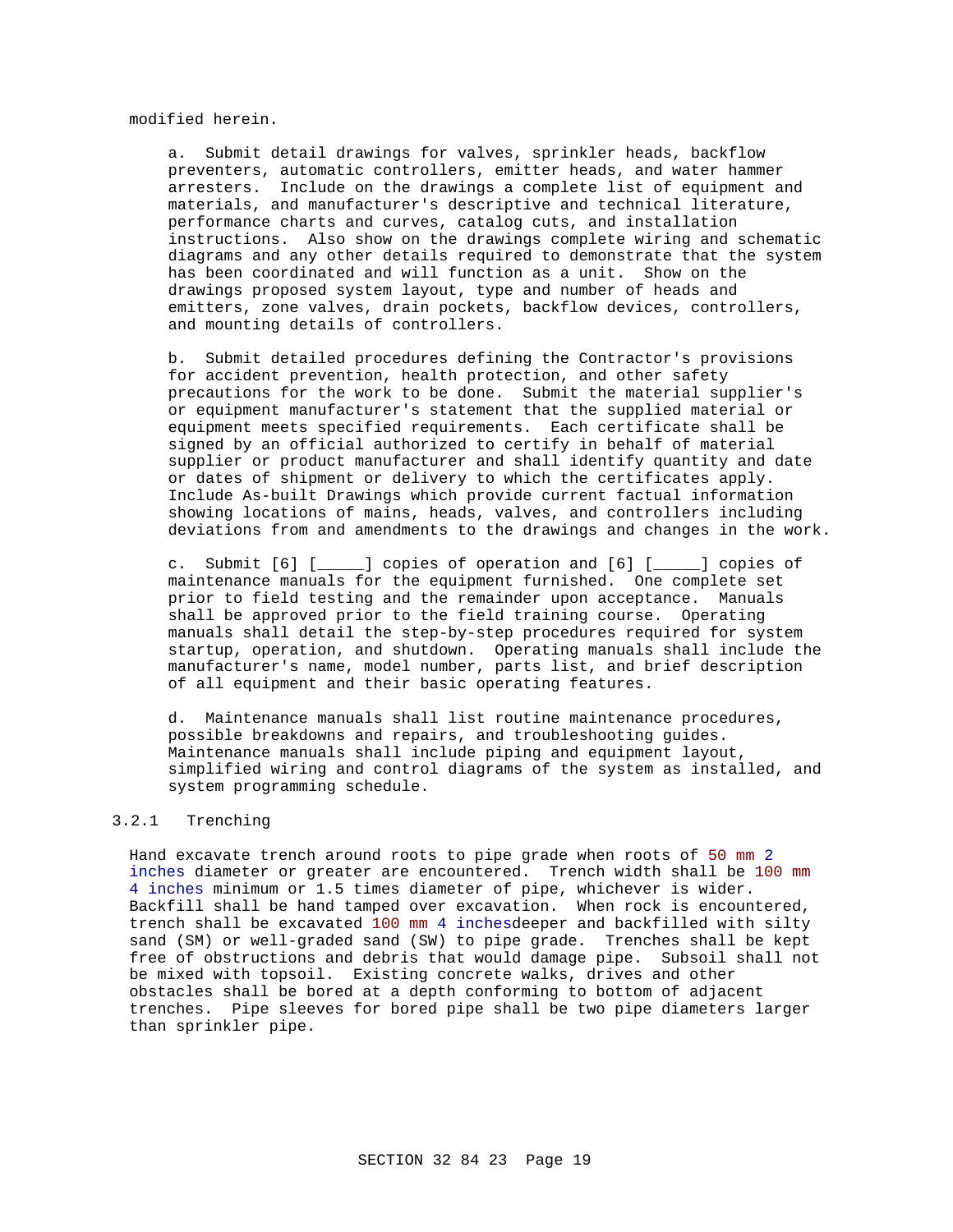modified herein.

a. Submit detail drawings for valves, sprinkler heads, backflow preventers, automatic controllers, emitter heads, and water hammer arresters. Include on the drawings a complete list of equipment and materials, and manufacturer's descriptive and technical literature, performance charts and curves, catalog cuts, and installation instructions. Also show on the drawings complete wiring and schematic diagrams and any other details required to demonstrate that the system has been coordinated and will function as a unit. Show on the drawings proposed system layout, type and number of heads and emitters, zone valves, drain pockets, backflow devices, controllers, and mounting details of controllers.

b. Submit detailed procedures defining the Contractor's provisions for accident prevention, health protection, and other safety precautions for the work to be done. Submit the material supplier's or equipment manufacturer's statement that the supplied material or equipment meets specified requirements. Each certificate shall be signed by an official authorized to certify in behalf of material supplier or product manufacturer and shall identify quantity and date or dates of shipment or delivery to which the certificates apply. Include As-built Drawings which provide current factual information showing locations of mains, heads, valves, and controllers including deviations from and amendments to the drawings and changes in the work.

c. Submit [6] [_____] copies of operation and [6] [_____] copies of maintenance manuals for the equipment furnished. One complete set prior to field testing and the remainder upon acceptance. Manuals shall be approved prior to the field training course. Operating manuals shall detail the step-by-step procedures required for system startup, operation, and shutdown. Operating manuals shall include the manufacturer's name, model number, parts list, and brief description of all equipment and their basic operating features.

d. Maintenance manuals shall list routine maintenance procedures, possible breakdowns and repairs, and troubleshooting guides. Maintenance manuals shall include piping and equipment layout, simplified wiring and control diagrams of the system as installed, and system programming schedule.

### 3.2.1 Trenching

Hand excavate trench around roots to pipe grade when roots of 50 mm 2 inches diameter or greater are encountered. Trench width shall be 100 mm 4 inches minimum or 1.5 times diameter of pipe, whichever is wider. Backfill shall be hand tamped over excavation. When rock is encountered, trench shall be excavated 100 mm 4 inchesdeeper and backfilled with silty sand (SM) or well-graded sand (SW) to pipe grade. Trenches shall be kept free of obstructions and debris that would damage pipe. Subsoil shall not be mixed with topsoil. Existing concrete walks, drives and other obstacles shall be bored at a depth conforming to bottom of adjacent trenches. Pipe sleeves for bored pipe shall be two pipe diameters larger than sprinkler pipe.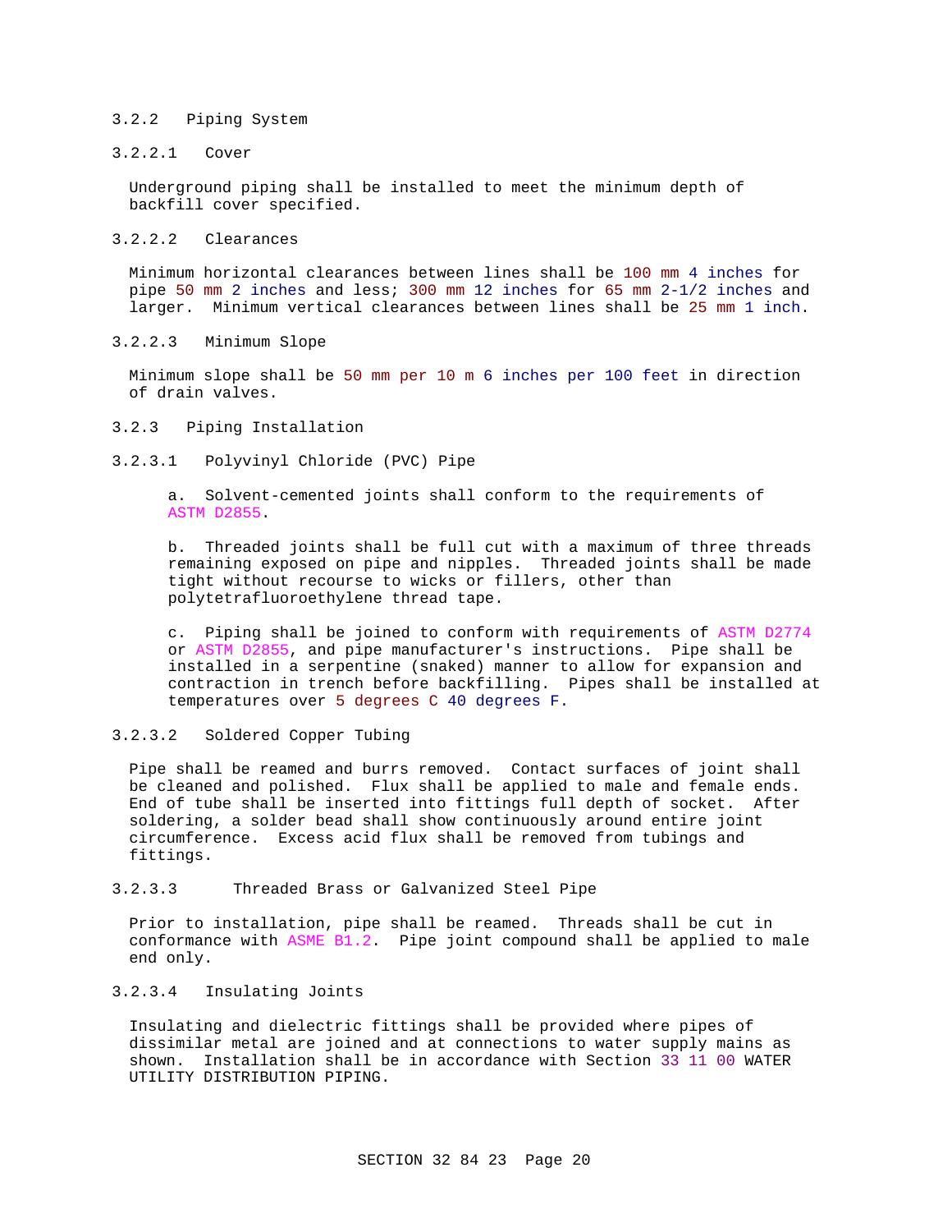### 3.2.2 Piping System

#### 3.2.2.1 Cover

Underground piping shall be installed to meet the minimum depth of backfill cover specified.

#### 3.2.2.2 Clearances

Minimum horizontal clearances between lines shall be 100 mm 4 inches for pipe 50 mm 2 inches and less; 300 mm 12 inches for 65 mm 2-1/2 inches and larger. Minimum vertical clearances between lines shall be 25 mm 1 inch.

#### 3.2.2.3 Minimum Slope

Minimum slope shall be 50 mm per 10 m 6 inches per 100 feet in direction of drain valves.

### 3.2.3 Piping Installation

#### 3.2.3.1 Polyvinyl Chloride (PVC) Pipe

a. Solvent-cemented joints shall conform to the requirements of ASTM D2855.

b. Threaded joints shall be full cut with a maximum of three threads remaining exposed on pipe and nipples. Threaded joints shall be made tight without recourse to wicks or fillers, other than polytetrafluoroethylene thread tape.

c. Piping shall be joined to conform with requirements of ASTM D2774 or ASTM D2855, and pipe manufacturer's instructions. Pipe shall be installed in a serpentine (snaked) manner to allow for expansion and contraction in trench before backfilling. Pipes shall be installed at temperatures over 5 degrees C 40 degrees F.

#### 3.2.3.2 Soldered Copper Tubing

Pipe shall be reamed and burrs removed. Contact surfaces of joint shall be cleaned and polished. Flux shall be applied to male and female ends. End of tube shall be inserted into fittings full depth of socket. After soldering, a solder bead shall show continuously around entire joint circumference. Excess acid flux shall be removed from tubings and fittings.

#### 3.2.3.3 Threaded Brass or Galvanized Steel Pipe

Prior to installation, pipe shall be reamed. Threads shall be cut in conformance with ASME B1.2. Pipe joint compound shall be applied to male end only.

#### 3.2.3.4 Insulating Joints

Insulating and dielectric fittings shall be provided where pipes of dissimilar metal are joined and at connections to water supply mains as shown. Installation shall be in accordance with Section 33 11 00 WATER UTILITY DISTRIBUTION PIPING.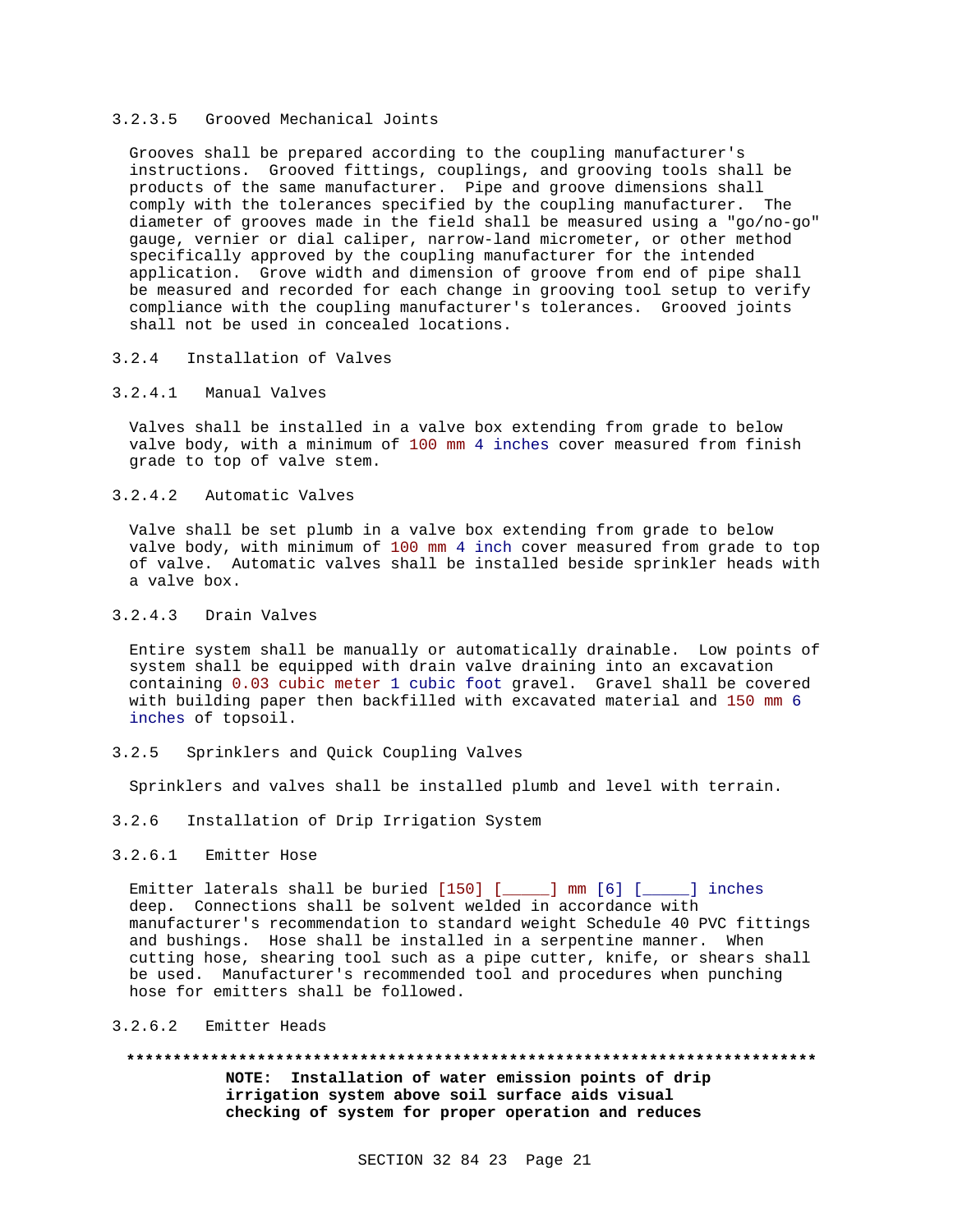#### 3.2.3.5 Grooved Mechanical Joints

Grooves shall be prepared according to the coupling manufacturer's instructions. Grooved fittings, couplings, and grooving tools shall be products of the same manufacturer. Pipe and groove dimensions shall comply with the tolerances specified by the coupling manufacturer. The diameter of grooves made in the field shall be measured using a "go/no-go" gauge, vernier or dial caliper, narrow-land micrometer, or other method specifically approved by the coupling manufacturer for the intended application. Grove width and dimension of groove from end of pipe shall be measured and recorded for each change in grooving tool setup to verify compliance with the coupling manufacturer's tolerances. Grooved joints shall not be used in concealed locations.

### 3.2.4 Installation of Valves

#### 3.2.4.1 Manual Valves

Valves shall be installed in a valve box extending from grade to below valve body, with a minimum of 100 mm 4 inches cover measured from finish grade to top of valve stem.

#### 3.2.4.2 Automatic Valves

Valve shall be set plumb in a valve box extending from grade to below valve body, with minimum of 100 mm 4 inch cover measured from grade to top of valve. Automatic valves shall be installed beside sprinkler heads with a valve box.

#### 3.2.4.3 Drain Valves

Entire system shall be manually or automatically drainable. Low points of system shall be equipped with drain valve draining into an excavation containing 0.03 cubic meter 1 cubic foot gravel. Gravel shall be covered with building paper then backfilled with excavated material and 150 mm 6 inches of topsoil.

### 3.2.5 Sprinklers and Quick Coupling Valves

Sprinklers and valves shall be installed plumb and level with terrain.

### 3.2.6 Installation of Drip Irrigation System

#### 3.2.6.1 Emitter Hose

Emitter laterals shall be buried [150] [_____] mm [6] [_____] inches deep. Connections shall be solvent welded in accordance with manufacturer's recommendation to standard weight Schedule 40 PVC fittings and bushings. Hose shall be installed in a serpentine manner. When cutting hose, shearing tool such as a pipe cutter, knife, or shears shall be used. Manufacturer's recommended tool and procedures when punching hose for emitters shall be followed.

#### 3.2.6.2 Emitter Heads

**************************************************************************

**NOTE: Installation of water emission points of drip irrigation system above soil surface aids visual checking of system for proper operation and reduces**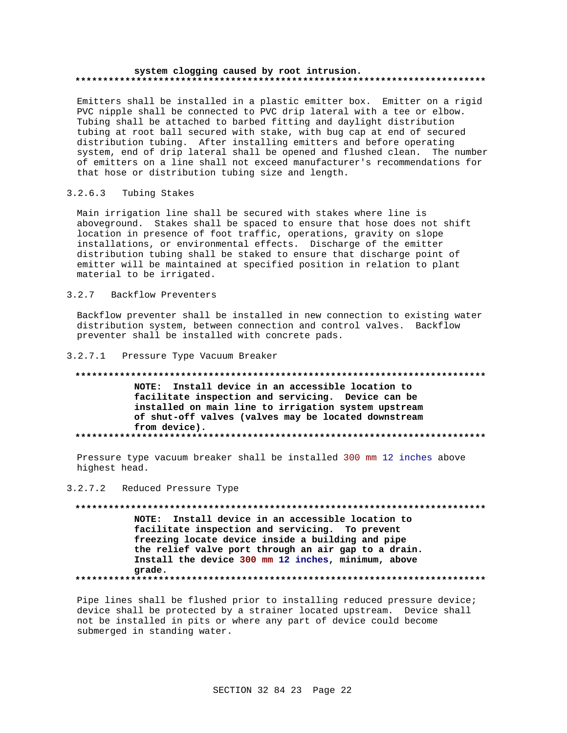**system clogging caused by root intrusion.**

**************************************************************************

Emitters shall be installed in a plastic emitter box. Emitter on a rigid PVC nipple shall be connected to PVC drip lateral with a tee or elbow. Tubing shall be attached to barbed fitting and daylight distribution tubing at root ball secured with stake, with bug cap at end of secured distribution tubing. After installing emitters and before operating system, end of drip lateral shall be opened and flushed clean. The number of emitters on a line shall not exceed manufacturer's recommendations for that hose or distribution tubing size and length.

#### 3.2.6.3 Tubing Stakes

Main irrigation line shall be secured with stakes where line is aboveground. Stakes shall be spaced to ensure that hose does not shift location in presence of foot traffic, operations, gravity on slope installations, or environmental effects. Discharge of the emitter distribution tubing shall be staked to ensure that discharge point of emitter will be maintained at specified position in relation to plant material to be irrigated.

### 3.2.7 Backflow Preventers

Backflow preventer shall be installed in new connection to existing water distribution system, between connection and control valves. Backflow preventer shall be installed with concrete pads.

#### 3.2.7.1 Pressure Type Vacuum Breaker

**************************************************************************

**NOTE: Install device in an accessible location to facilitate inspection and servicing. Device can be installed on main line to irrigation system upstream of shut-off valves (valves may be located downstream from device).**

**************************************************************************

Pressure type vacuum breaker shall be installed 300 mm 12 inches above highest head.

#### 3.2.7.2 Reduced Pressure Type

**************************************************************************

**NOTE: Install device in an accessible location to facilitate inspection and servicing. To prevent freezing locate device inside a building and pipe the relief valve port through an air gap to a drain. Install the device 300 mm 12 inches, minimum, above grade.**

**************************************************************************

Pipe lines shall be flushed prior to installing reduced pressure device; device shall be protected by a strainer located upstream. Device shall not be installed in pits or where any part of device could become submerged in standing water.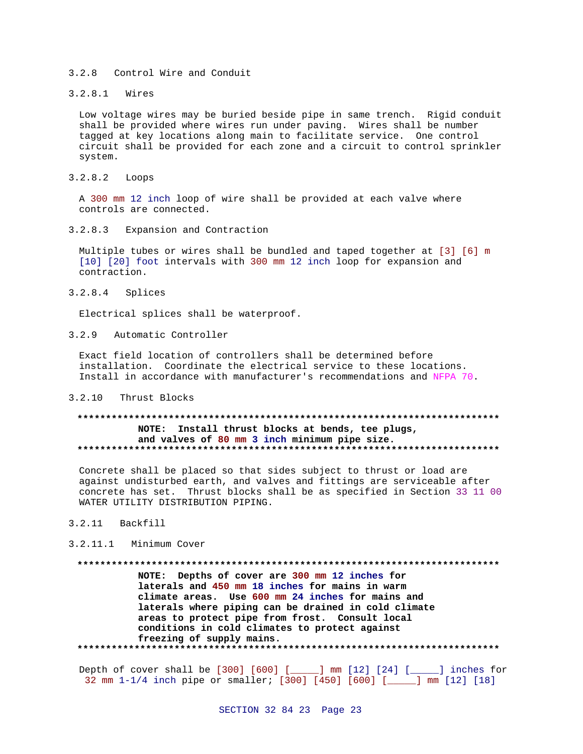### 3.2.8 Control Wire and Conduit

#### 3.2.8.1 Wires

Low voltage wires may be buried beside pipe in same trench. Rigid conduit shall be provided where wires run under paving. Wires shall be number tagged at key locations along main to facilitate service. One control circuit shall be provided for each zone and a circuit to control sprinkler system.

#### 3.2.8.2 Loops

A 300 mm 12 inch loop of wire shall be provided at each valve where controls are connected.

#### 3.2.8.3 Expansion and Contraction

Multiple tubes or wires shall be bundled and taped together at [3] [6] m [10] [20] foot intervals with 300 mm 12 inch loop for expansion and contraction.

#### 3.2.8.4 Splices

Electrical splices shall be waterproof.

### 3.2.9 Automatic Controller

Exact field location of controllers shall be determined before installation. Coordinate the electrical service to these locations. Install in accordance with manufacturer's recommendations and NFPA 70.

### 3.2.10 Thrust Blocks

**************************************************************************

**NOTE: Install thrust blocks at bends, tee plugs, and valves of 80 mm 3 inch minimum pipe size.**

**************************************************************************

Concrete shall be placed so that sides subject to thrust or load are against undisturbed earth, and valves and fittings are serviceable after concrete has set. Thrust blocks shall be as specified in Section 33 11 00 WATER UTILITY DISTRIBUTION PIPING.

### 3.2.11 Backfill

#### 3.2.11.1 Minimum Cover

**************************************************************************

**NOTE: Depths of cover are 300 mm 12 inches for laterals and 450 mm 18 inches for mains in warm climate areas. Use 600 mm 24 inches for mains and laterals where piping can be drained in cold climate areas to protect pipe from frost. Consult local conditions in cold climates to protect against freezing of supply mains.**

**************************************************************************

Depth of cover shall be [300] [600] [_____] mm [12] [24] [_____] inches for 32 mm 1-1/4 inch pipe or smaller; [300] [450] [600] [_____] mm [12] [18]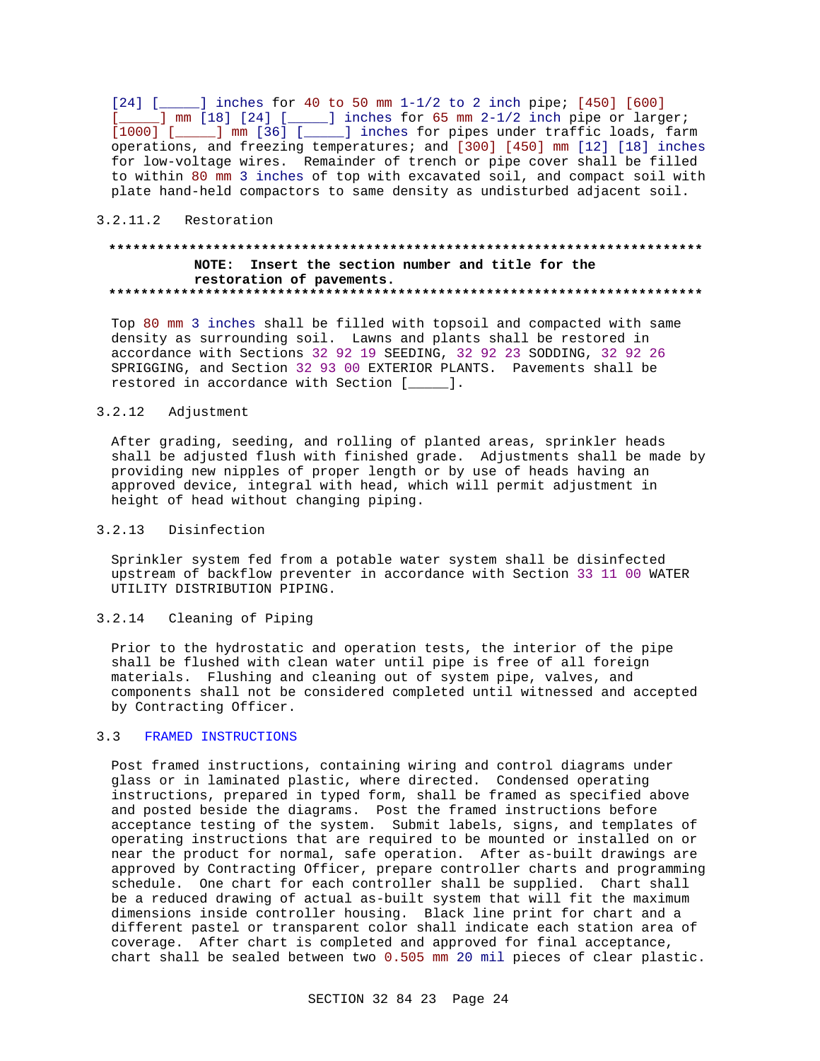[24] [_____] inches for 40 to 50 mm 1-1/2 to 2 inch pipe; [450] [600] [_____] mm [18] [24] [_____] inches for 65 mm 2-1/2 inch pipe or larger; [1000] [_____] mm [36] [_____] inches for pipes under traffic loads, farm operations, and freezing temperatures; and [300] [450] mm [12] [18] inches for low-voltage wires. Remainder of trench or pipe cover shall be filled to within 80 mm 3 inches of top with excavated soil, and compact soil with plate hand-held compactors to same density as undisturbed adjacent soil.

#### 3.2.11.2 Restoration

**************************************************************************

**NOTE: Insert the section number and title for the restoration of pavements.**

**************************************************************************

Top 80 mm 3 inches shall be filled with topsoil and compacted with same density as surrounding soil. Lawns and plants shall be restored in accordance with Sections 32 92 19 SEEDING, 32 92 23 SODDING, 32 92 26 SPRIGGING, and Section 32 93 00 EXTERIOR PLANTS. Pavements shall be restored in accordance with Section [_____].

### 3.2.12 Adjustment

After grading, seeding, and rolling of planted areas, sprinkler heads shall be adjusted flush with finished grade. Adjustments shall be made by providing new nipples of proper length or by use of heads having an approved device, integral with head, which will permit adjustment in height of head without changing piping.

### 3.2.13 Disinfection

Sprinkler system fed from a potable water system shall be disinfected upstream of backflow preventer in accordance with Section 33 11 00 WATER UTILITY DISTRIBUTION PIPING.

### 3.2.14 Cleaning of Piping

Prior to the hydrostatic and operation tests, the interior of the pipe shall be flushed with clean water until pipe is free of all foreign materials. Flushing and cleaning out of system pipe, valves, and components shall not be considered completed until witnessed and accepted by Contracting Officer.

## 3.3 FRAMED INSTRUCTIONS

Post framed instructions, containing wiring and control diagrams under glass or in laminated plastic, where directed. Condensed operating instructions, prepared in typed form, shall be framed as specified above and posted beside the diagrams. Post the framed instructions before acceptance testing of the system. Submit labels, signs, and templates of operating instructions that are required to be mounted or installed on or near the product for normal, safe operation. After as-built drawings are approved by Contracting Officer, prepare controller charts and programming schedule. One chart for each controller shall be supplied. Chart shall be a reduced drawing of actual as-built system that will fit the maximum dimensions inside controller housing. Black line print for chart and a different pastel or transparent color shall indicate each station area of coverage. After chart is completed and approved for final acceptance, chart shall be sealed between two 0.505 mm 20 mil pieces of clear plastic.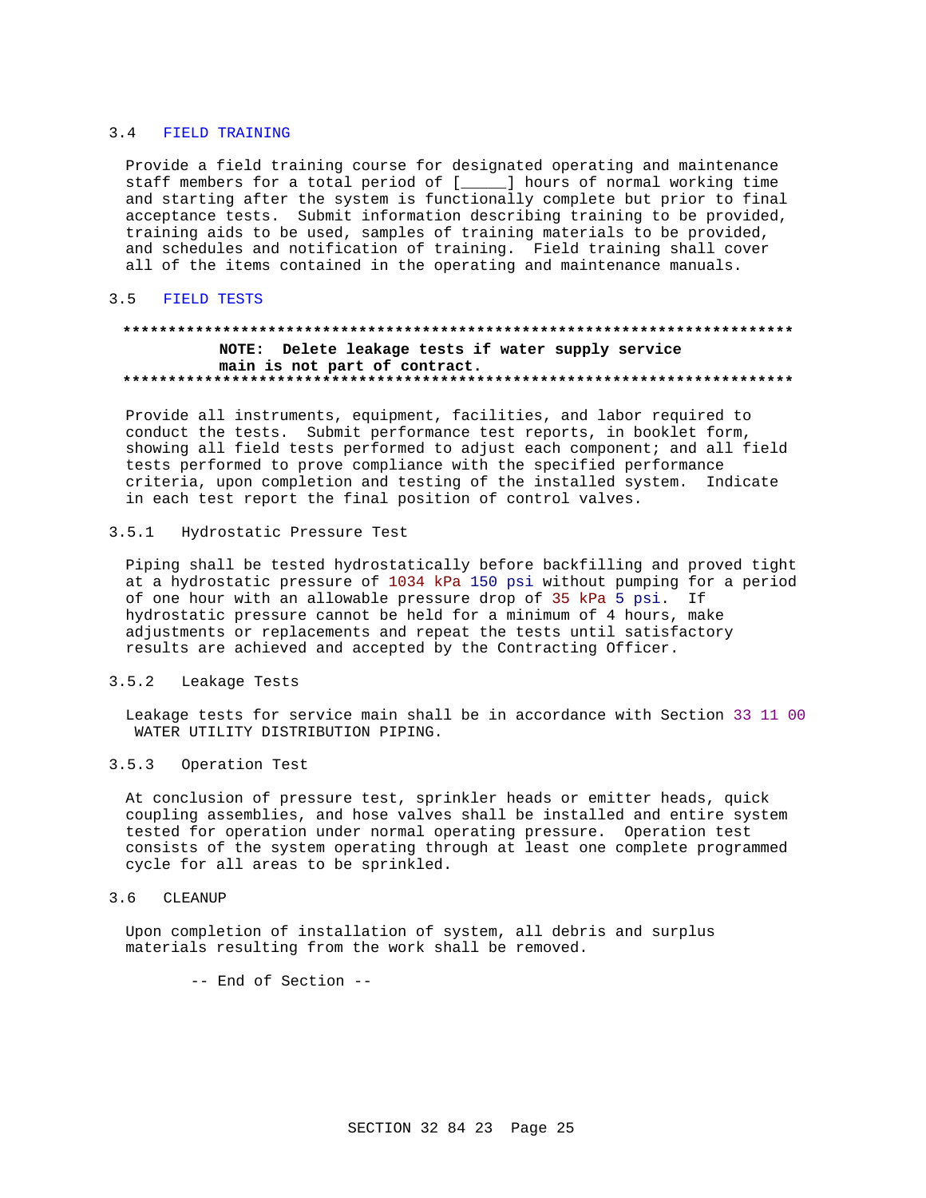## 3.4 FIELD TRAINING

Provide a field training course for designated operating and maintenance staff members for a total period of [_____] hours of normal working time and starting after the system is functionally complete but prior to final acceptance tests. Submit information describing training to be provided, training aids to be used, samples of training materials to be provided, and schedules and notification of training. Field training shall cover all of the items contained in the operating and maintenance manuals.

## 3.5 FIELD TESTS

**************************************************************************

**NOTE: Delete leakage tests if water supply service main is not part of contract.**

**************************************************************************

Provide all instruments, equipment, facilities, and labor required to conduct the tests. Submit performance test reports, in booklet form, showing all field tests performed to adjust each component; and all field tests performed to prove compliance with the specified performance criteria, upon completion and testing of the installed system. Indicate in each test report the final position of control valves.

### 3.5.1 Hydrostatic Pressure Test

Piping shall be tested hydrostatically before backfilling and proved tight at a hydrostatic pressure of 1034 kPa 150 psi without pumping for a period of one hour with an allowable pressure drop of 35 kPa 5 psi. If hydrostatic pressure cannot be held for a minimum of 4 hours, make adjustments or replacements and repeat the tests until satisfactory results are achieved and accepted by the Contracting Officer.

### 3.5.2 Leakage Tests

Leakage tests for service main shall be in accordance with Section 33 11 00 WATER UTILITY DISTRIBUTION PIPING.

### 3.5.3 Operation Test

At conclusion of pressure test, sprinkler heads or emitter heads, quick coupling assemblies, and hose valves shall be installed and entire system tested for operation under normal operating pressure. Operation test consists of the system operating through at least one complete programmed cycle for all areas to be sprinkled.

## 3.6 CLEANUP

Upon completion of installation of system, all debris and surplus materials resulting from the work shall be removed.

-- End of Section --